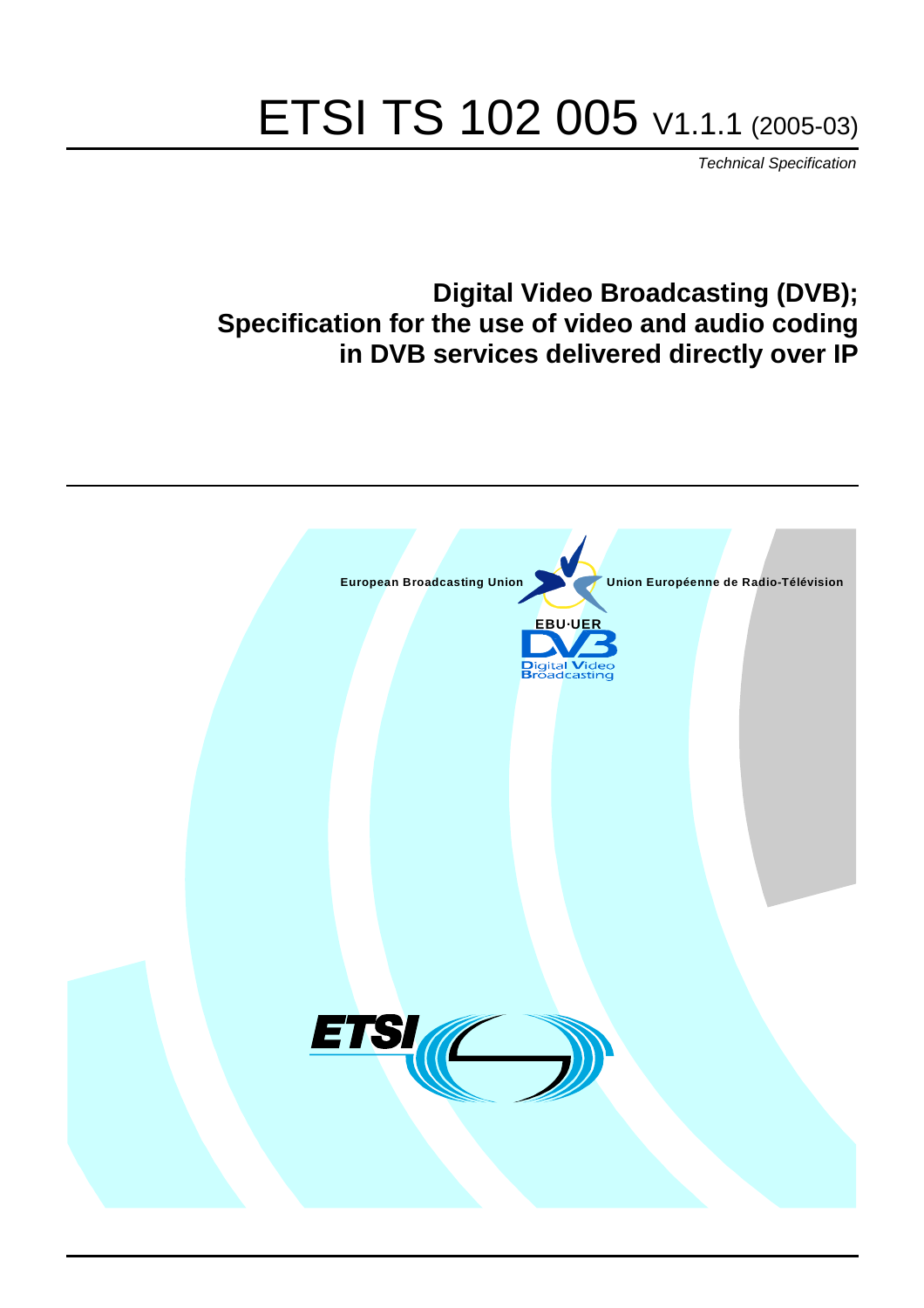# ETSI TS 102 005 V1.1.1 (2005-03)

*Technical Specification*

## Digital Video Broadcasting (DVB); Specification for the use of video and audio coding in DVB services delivered directly over IP

European Broadcasting Union

Union Européenne de Radio-Télévision

EBU·UER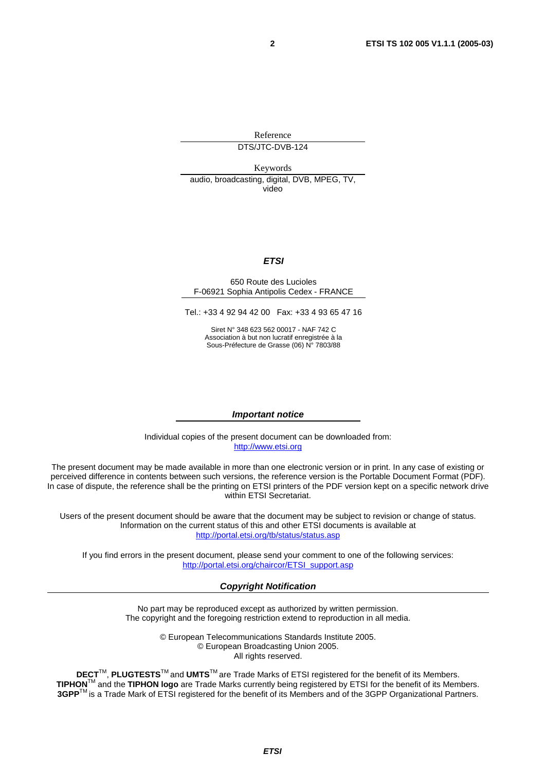Reference

DTS/JTC-DVB-124

Keywords

audio, broadcasting, digital, DVB, MPEG, TV, video

***ETSI***

650 Route des Lucioles
F-06921 Sophia Antipolis Cedex - FRANCE

Tel.: +33 4 92 94 42 00 Fax: +33 4 93 65 47 16

Siret N° 348 623 562 00017 - NAF 742 C
Association à but non lucratif enregistrée à la
Sous-Préfecture de Grasse (06) N° 7803/88

***Important notice***

Individual copies of the present document can be downloaded from:
http://www.etsi.org

The present document may be made available in more than one electronic version or in print. In any case of existing or perceived difference in contents between such versions, the reference version is the Portable Document Format (PDF). In case of dispute, the reference shall be the printing on ETSI printers of the PDF version kept on a specific network drive within ETSI Secretariat.

Users of the present document should be aware that the document may be subject to revision or change of status. Information on the current status of this and other ETSI documents is available at
http://portal.etsi.org/tb/status/status.asp

If you find errors in the present document, please send your comment to one of the following services:
http://portal.etsi.org/chaircor/ETSI_support.asp

***Copyright Notification***

No part may be reproduced except as authorized by written permission.
The copyright and the foregoing restriction extend to reproduction in all media.

© European Telecommunications Standards Institute 2005.
© European Broadcasting Union 2005.
All rights reserved.

**DECT**™, **PLUGTESTS**™ and **UMTS**™ are Trade Marks of ETSI registered for the benefit of its Members.
**TIPHON**™ and the **TIPHON logo** are Trade Marks currently being registered by ETSI for the benefit of its Members.
**3GPP**™ is a Trade Mark of ETSI registered for the benefit of its Members and of the 3GPP Organizational Partners.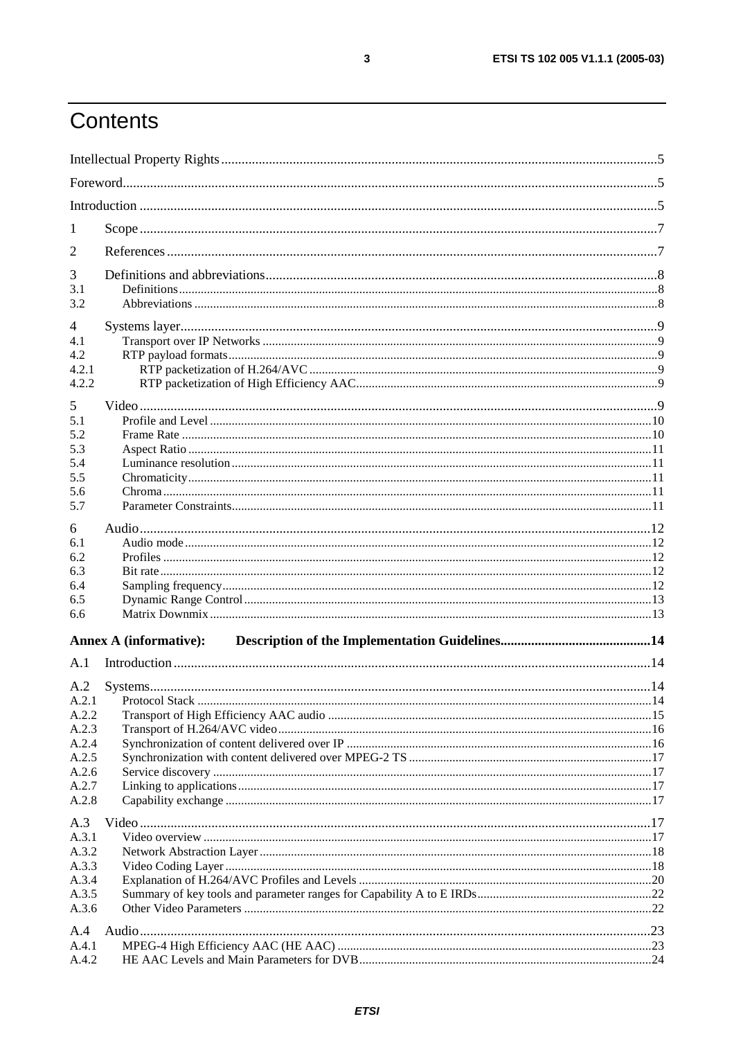# Contents

Intellectual Property Rights ..... 5

Foreword ..... 5

Introduction ..... 5

1 Scope ..... 7

2 References ..... 7

3 Definitions and abbreviations ..... 8
- 3.1 Definitions ..... 8
- 3.2 Abbreviations ..... 8

4 Systems layer ..... 9
- 4.1 Transport over IP Networks ..... 9
- 4.2 RTP payload formats ..... 9
- 4.2.1 RTP packetization of H.264/AVC ..... 9
- 4.2.2 RTP packetization of High Efficiency AAC ..... 9

5 Video ..... 9
- 5.1 Profile and Level ..... 10
- 5.2 Frame Rate ..... 10
- 5.3 Aspect Ratio ..... 11
- 5.4 Luminance resolution ..... 11
- 5.5 Chromaticity ..... 11
- 5.6 Chroma ..... 11
- 5.7 Parameter Constraints ..... 11

6 Audio ..... 12
- 6.1 Audio mode ..... 12
- 6.2 Profiles ..... 12
- 6.3 Bit rate ..... 12
- 6.4 Sampling frequency ..... 12
- 6.5 Dynamic Range Control ..... 13
- 6.6 Matrix Downmix ..... 13

**Annex A (informative): Description of the Implementation Guidelines ..... 14**

A.1 Introduction ..... 14

A.2 Systems ..... 14
- A.2.1 Protocol Stack ..... 14
- A.2.2 Transport of High Efficiency AAC audio ..... 15
- A.2.3 Transport of H.264/AVC video ..... 16
- A.2.4 Synchronization of content delivered over IP ..... 16
- A.2.5 Synchronization with content delivered over MPEG-2 TS ..... 17
- A.2.6 Service discovery ..... 17
- A.2.7 Linking to applications ..... 17
- A.2.8 Capability exchange ..... 17

A.3 Video ..... 17
- A.3.1 Video overview ..... 17
- A.3.2 Network Abstraction Layer ..... 18
- A.3.3 Video Coding Layer ..... 18
- A.3.4 Explanation of H.264/AVC Profiles and Levels ..... 20
- A.3.5 Summary of key tools and parameter ranges for Capability A to E IRDs ..... 22
- A.3.6 Other Video Parameters ..... 22

A.4 Audio ..... 23
- A.4.1 MPEG-4 High Efficiency AAC (HE AAC) ..... 23
- A.4.2 HE AAC Levels and Main Parameters for DVB ..... 24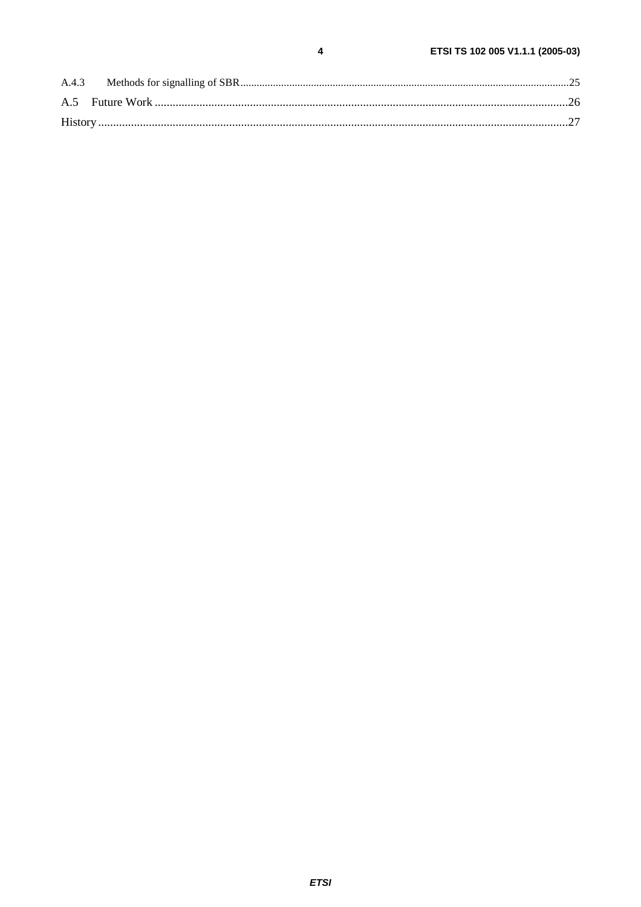A.4.3 Methods for signalling of SBR........................................................................................................................25

A.5 Future Work ..........................................................................................................................................26

History ..............................................................................................................................................................27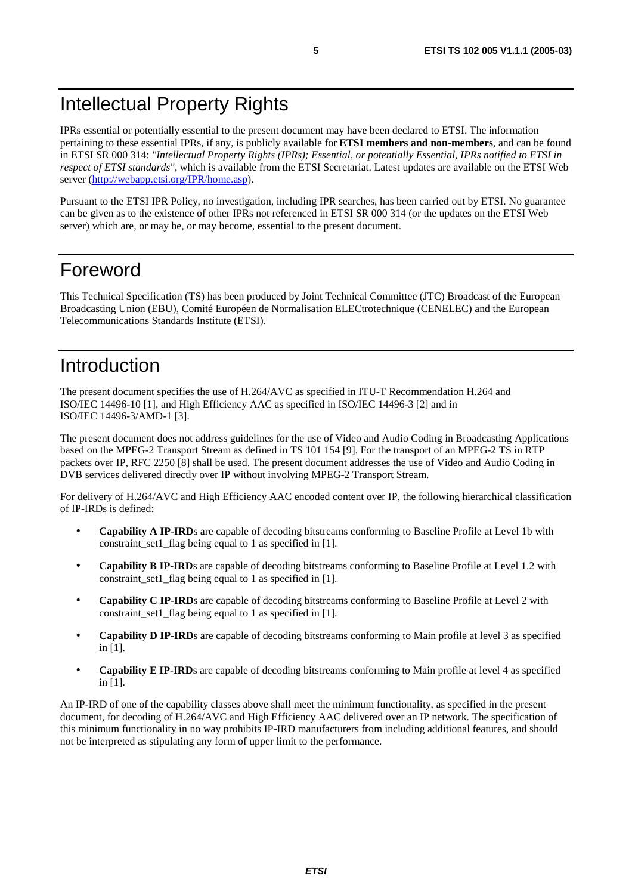# Intellectual Property Rights

IPRs essential or potentially essential to the present document may have been declared to ETSI. The information pertaining to these essential IPRs, if any, is publicly available for **ETSI members and non-members**, and can be found in ETSI SR 000 314: *"Intellectual Property Rights (IPRs); Essential, or potentially Essential, IPRs notified to ETSI in respect of ETSI standards"*, which is available from the ETSI Secretariat. Latest updates are available on the ETSI Web server (http://webapp.etsi.org/IPR/home.asp).

Pursuant to the ETSI IPR Policy, no investigation, including IPR searches, has been carried out by ETSI. No guarantee can be given as to the existence of other IPRs not referenced in ETSI SR 000 314 (or the updates on the ETSI Web server) which are, or may be, or may become, essential to the present document.

# Foreword

This Technical Specification (TS) has been produced by Joint Technical Committee (JTC) Broadcast of the European Broadcasting Union (EBU), Comité Européen de Normalisation ELECtrotechnique (CENELEC) and the European Telecommunications Standards Institute (ETSI).

# Introduction

The present document specifies the use of H.264/AVC as specified in ITU-T Recommendation H.264 and ISO/IEC 14496-10 [1], and High Efficiency AAC as specified in ISO/IEC 14496-3 [2] and in ISO/IEC 14496-3/AMD-1 [3].

The present document does not address guidelines for the use of Video and Audio Coding in Broadcasting Applications based on the MPEG-2 Transport Stream as defined in TS 101 154 [9]. For the transport of an MPEG-2 TS in RTP packets over IP, RFC 2250 [8] shall be used. The present document addresses the use of Video and Audio Coding in DVB services delivered directly over IP without involving MPEG-2 Transport Stream.

For delivery of H.264/AVC and High Efficiency AAC encoded content over IP, the following hierarchical classification of IP-IRDs is defined:

- **Capability A IP-IRD**s are capable of decoding bitstreams conforming to Baseline Profile at Level 1b with constraint_set1_flag being equal to 1 as specified in [1].
- **Capability B IP-IRD**s are capable of decoding bitstreams conforming to Baseline Profile at Level 1.2 with constraint_set1_flag being equal to 1 as specified in [1].
- **Capability C IP-IRD**s are capable of decoding bitstreams conforming to Baseline Profile at Level 2 with constraint_set1_flag being equal to 1 as specified in [1].
- **Capability D IP-IRD**s are capable of decoding bitstreams conforming to Main profile at level 3 as specified in [1].
- **Capability E IP-IRD**s are capable of decoding bitstreams conforming to Main profile at level 4 as specified in [1].

An IP-IRD of one of the capability classes above shall meet the minimum functionality, as specified in the present document, for decoding of H.264/AVC and High Efficiency AAC delivered over an IP network. The specification of this minimum functionality in no way prohibits IP-IRD manufacturers from including additional features, and should not be interpreted as stipulating any form of upper limit to the performance.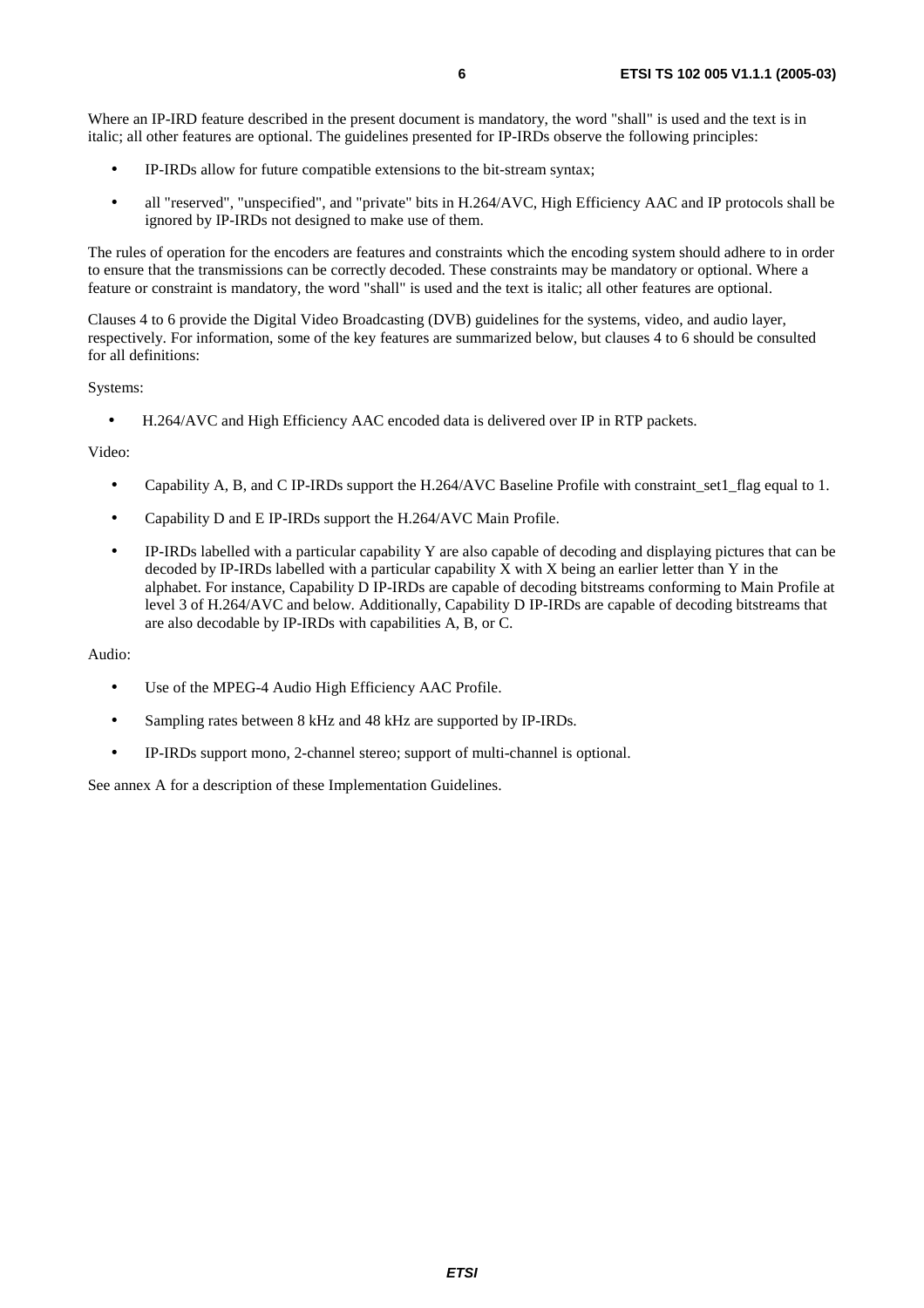Where an IP-IRD feature described in the present document is mandatory, the word "shall" is used and the text is in italic; all other features are optional. The guidelines presented for IP-IRDs observe the following principles:

- IP-IRDs allow for future compatible extensions to the bit-stream syntax;
- all "reserved", "unspecified", and "private" bits in H.264/AVC, High Efficiency AAC and IP protocols shall be ignored by IP-IRDs not designed to make use of them.

The rules of operation for the encoders are features and constraints which the encoding system should adhere to in order to ensure that the transmissions can be correctly decoded. These constraints may be mandatory or optional. Where a feature or constraint is mandatory, the word "shall" is used and the text is italic; all other features are optional.

Clauses 4 to 6 provide the Digital Video Broadcasting (DVB) guidelines for the systems, video, and audio layer, respectively. For information, some of the key features are summarized below, but clauses 4 to 6 should be consulted for all definitions:

Systems:

- H.264/AVC and High Efficiency AAC encoded data is delivered over IP in RTP packets.

Video:

- Capability A, B, and C IP-IRDs support the H.264/AVC Baseline Profile with constraint_set1_flag equal to 1.
- Capability D and E IP-IRDs support the H.264/AVC Main Profile.
- IP-IRDs labelled with a particular capability Y are also capable of decoding and displaying pictures that can be decoded by IP-IRDs labelled with a particular capability X with X being an earlier letter than Y in the alphabet. For instance, Capability D IP-IRDs are capable of decoding bitstreams conforming to Main Profile at level 3 of H.264/AVC and below. Additionally, Capability D IP-IRDs are capable of decoding bitstreams that are also decodable by IP-IRDs with capabilities A, B, or C.

Audio:

- Use of the MPEG-4 Audio High Efficiency AAC Profile.
- Sampling rates between 8 kHz and 48 kHz are supported by IP-IRDs.
- IP-IRDs support mono, 2-channel stereo; support of multi-channel is optional.

See annex A for a description of these Implementation Guidelines.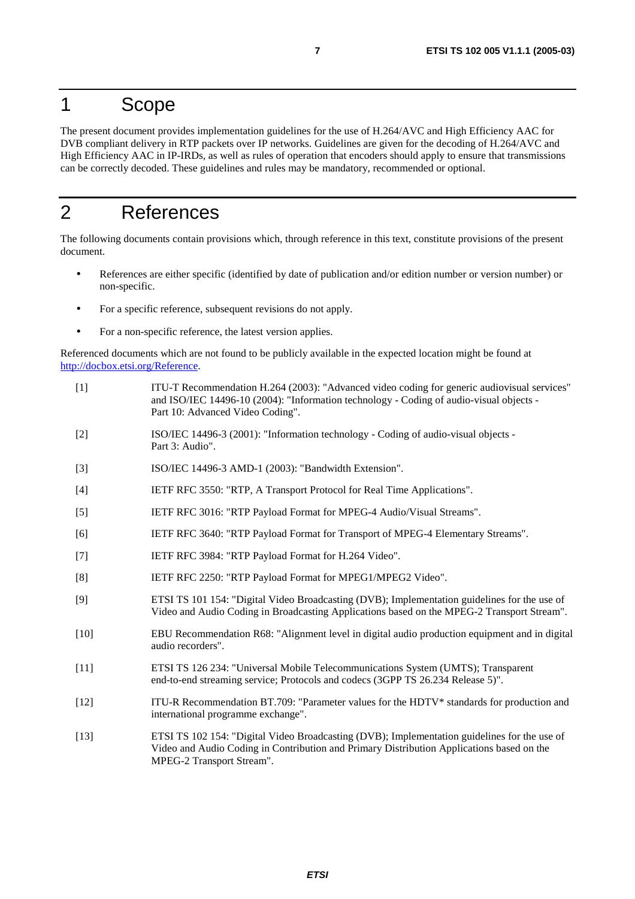# 1 Scope

The present document provides implementation guidelines for the use of H.264/AVC and High Efficiency AAC for DVB compliant delivery in RTP packets over IP networks. Guidelines are given for the decoding of H.264/AVC and High Efficiency AAC in IP-IRDs, as well as rules of operation that encoders should apply to ensure that transmissions can be correctly decoded. These guidelines and rules may be mandatory, recommended or optional.

# 2 References

The following documents contain provisions which, through reference in this text, constitute provisions of the present document.

- References are either specific (identified by date of publication and/or edition number or version number) or non-specific.
- For a specific reference, subsequent revisions do not apply.
- For a non-specific reference, the latest version applies.

Referenced documents which are not found to be publicly available in the expected location might be found at http://docbox.etsi.org/Reference.

[1] ITU-T Recommendation H.264 (2003): "Advanced video coding for generic audiovisual services" and ISO/IEC 14496-10 (2004): "Information technology - Coding of audio-visual objects - Part 10: Advanced Video Coding".

[2] ISO/IEC 14496-3 (2001): "Information technology - Coding of audio-visual objects - Part 3: Audio".

[3] ISO/IEC 14496-3 AMD-1 (2003): "Bandwidth Extension".

[4] IETF RFC 3550: "RTP, A Transport Protocol for Real Time Applications".

[5] IETF RFC 3016: "RTP Payload Format for MPEG-4 Audio/Visual Streams".

[6] IETF RFC 3640: "RTP Payload Format for Transport of MPEG-4 Elementary Streams".

[7] IETF RFC 3984: "RTP Payload Format for H.264 Video".

[8] IETF RFC 2250: "RTP Payload Format for MPEG1/MPEG2 Video".

[9] ETSI TS 101 154: "Digital Video Broadcasting (DVB); Implementation guidelines for the use of Video and Audio Coding in Broadcasting Applications based on the MPEG-2 Transport Stream".

[10] EBU Recommendation R68: "Alignment level in digital audio production equipment and in digital audio recorders".

[11] ETSI TS 126 234: "Universal Mobile Telecommunications System (UMTS); Transparent end-to-end streaming service; Protocols and codecs (3GPP TS 26.234 Release 5)".

[12] ITU-R Recommendation BT.709: "Parameter values for the HDTV* standards for production and international programme exchange".

[13] ETSI TS 102 154: "Digital Video Broadcasting (DVB); Implementation guidelines for the use of Video and Audio Coding in Contribution and Primary Distribution Applications based on the MPEG-2 Transport Stream".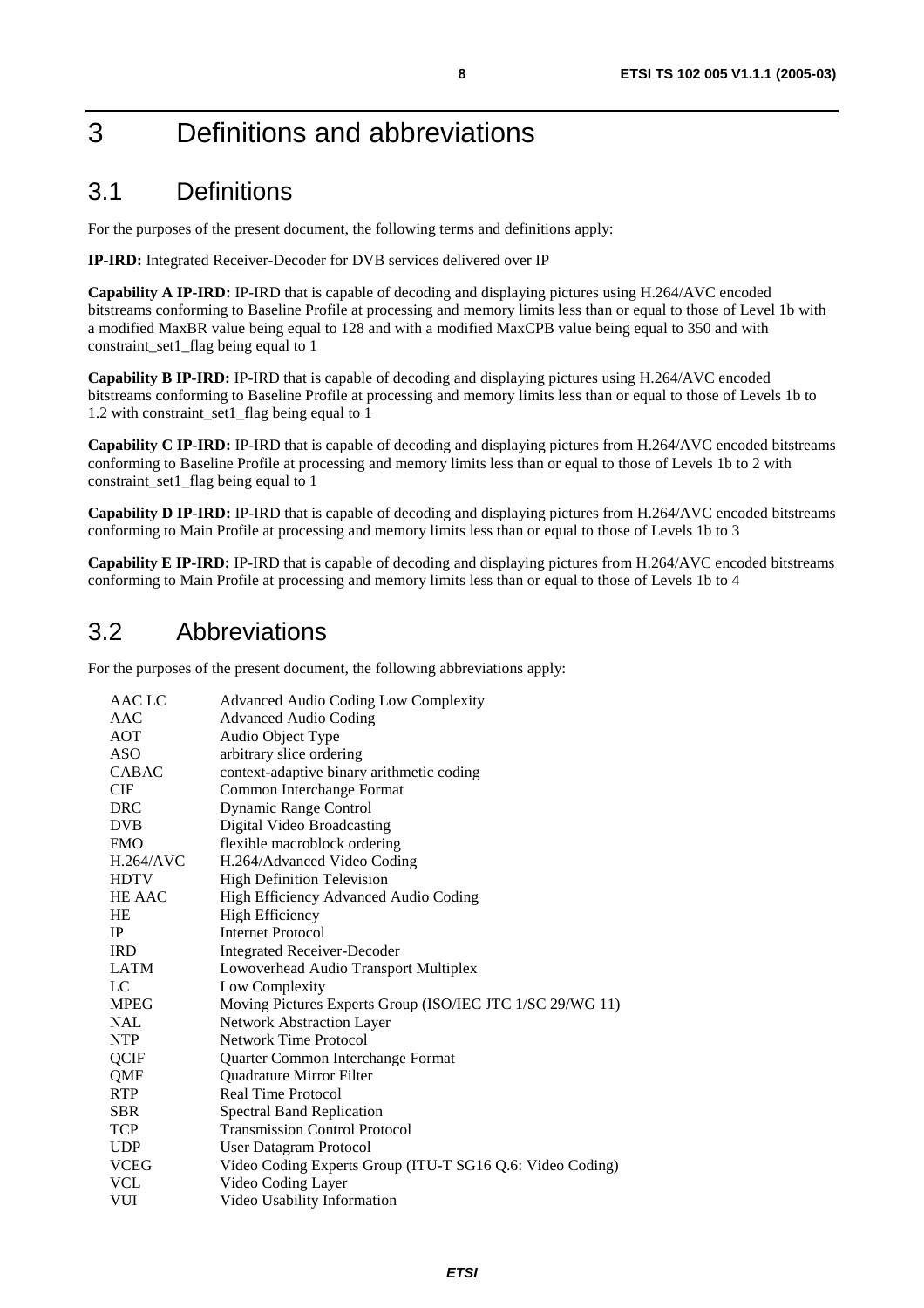# 3 Definitions and abbreviations

## 3.1 Definitions

For the purposes of the present document, the following terms and definitions apply:

**IP-IRD:** Integrated Receiver-Decoder for DVB services delivered over IP

**Capability A IP-IRD:** IP-IRD that is capable of decoding and displaying pictures using H.264/AVC encoded bitstreams conforming to Baseline Profile at processing and memory limits less than or equal to those of Level 1b with a modified MaxBR value being equal to 128 and with a modified MaxCPB value being equal to 350 and with constraint_set1_flag being equal to 1

**Capability B IP-IRD:** IP-IRD that is capable of decoding and displaying pictures using H.264/AVC encoded bitstreams conforming to Baseline Profile at processing and memory limits less than or equal to those of Levels 1b to 1.2 with constraint_set1_flag being equal to 1

**Capability C IP-IRD:** IP-IRD that is capable of decoding and displaying pictures from H.264/AVC encoded bitstreams conforming to Baseline Profile at processing and memory limits less than or equal to those of Levels 1b to 2 with constraint_set1_flag being equal to 1

**Capability D IP-IRD:** IP-IRD that is capable of decoding and displaying pictures from H.264/AVC encoded bitstreams conforming to Main Profile at processing and memory limits less than or equal to those of Levels 1b to 3

**Capability E IP-IRD:** IP-IRD that is capable of decoding and displaying pictures from H.264/AVC encoded bitstreams conforming to Main Profile at processing and memory limits less than or equal to those of Levels 1b to 4

## 3.2 Abbreviations

For the purposes of the present document, the following abbreviations apply:

| | |
|---|---|
| AAC LC | Advanced Audio Coding Low Complexity |
| AAC | Advanced Audio Coding |
| AOT | Audio Object Type |
| ASO | arbitrary slice ordering |
| CABAC | context-adaptive binary arithmetic coding |
| CIF | Common Interchange Format |
| DRC | Dynamic Range Control |
| DVB | Digital Video Broadcasting |
| FMO | flexible macroblock ordering |
| H.264/AVC | H.264/Advanced Video Coding |
| HDTV | High Definition Television |
| HE AAC | High Efficiency Advanced Audio Coding |
| HE | High Efficiency |
| IP | Internet Protocol |
| IRD | Integrated Receiver-Decoder |
| LATM | Lowoverhead Audio Transport Multiplex |
| LC | Low Complexity |
| MPEG | Moving Pictures Experts Group (ISO/IEC JTC 1/SC 29/WG 11) |
| NAL | Network Abstraction Layer |
| NTP | Network Time Protocol |
| QCIF | Quarter Common Interchange Format |
| QMF | Quadrature Mirror Filter |
| RTP | Real Time Protocol |
| SBR | Spectral Band Replication |
| TCP | Transmission Control Protocol |
| UDP | User Datagram Protocol |
| VCEG | Video Coding Experts Group (ITU-T SG16 Q.6: Video Coding) |
| VCL | Video Coding Layer |
| VUI | Video Usability Information |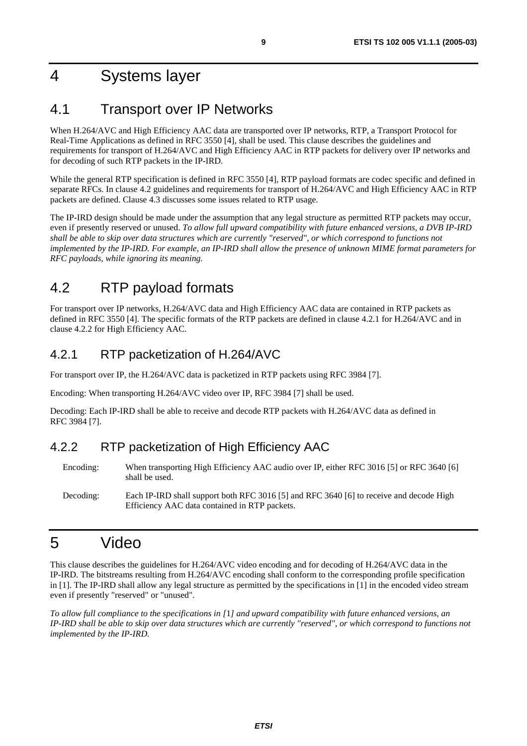# 4 Systems layer

## 4.1 Transport over IP Networks

When H.264/AVC and High Efficiency AAC data are transported over IP networks, RTP, a Transport Protocol for Real-Time Applications as defined in RFC 3550 [4], shall be used. This clause describes the guidelines and requirements for transport of H.264/AVC and High Efficiency AAC in RTP packets for delivery over IP networks and for decoding of such RTP packets in the IP-IRD.

While the general RTP specification is defined in RFC 3550 [4], RTP payload formats are codec specific and defined in separate RFCs. In clause 4.2 guidelines and requirements for transport of H.264/AVC and High Efficiency AAC in RTP packets are defined. Clause 4.3 discusses some issues related to RTP usage.

The IP-IRD design should be made under the assumption that any legal structure as permitted RTP packets may occur, even if presently reserved or unused. *To allow full upward compatibility with future enhanced versions, a DVB IP-IRD shall be able to skip over data structures which are currently "reserved", or which correspond to functions not implemented by the IP-IRD. For example, an IP-IRD shall allow the presence of unknown MIME format parameters for RFC payloads, while ignoring its meaning.*

## 4.2 RTP payload formats

For transport over IP networks, H.264/AVC data and High Efficiency AAC data are contained in RTP packets as defined in RFC 3550 [4]. The specific formats of the RTP packets are defined in clause 4.2.1 for H.264/AVC and in clause 4.2.2 for High Efficiency AAC.

### 4.2.1 RTP packetization of H.264/AVC

For transport over IP, the H.264/AVC data is packetized in RTP packets using RFC 3984 [7].

Encoding: When transporting H.264/AVC video over IP, RFC 3984 [7] shall be used.

Decoding: Each IP-IRD shall be able to receive and decode RTP packets with H.264/AVC data as defined in RFC 3984 [7].

### 4.2.2 RTP packetization of High Efficiency AAC

Encoding: When transporting High Efficiency AAC audio over IP, either RFC 3016 [5] or RFC 3640 [6] shall be used.

Decoding: Each IP-IRD shall support both RFC 3016 [5] and RFC 3640 [6] to receive and decode High Efficiency AAC data contained in RTP packets.

# 5 Video

This clause describes the guidelines for H.264/AVC video encoding and for decoding of H.264/AVC data in the IP-IRD. The bitstreams resulting from H.264/AVC encoding shall conform to the corresponding profile specification in [1]. The IP-IRD shall allow any legal structure as permitted by the specifications in [1] in the encoded video stream even if presently "reserved" or "unused".

*To allow full compliance to the specifications in [1] and upward compatibility with future enhanced versions, an IP-IRD shall be able to skip over data structures which are currently "reserved", or which correspond to functions not implemented by the IP-IRD.*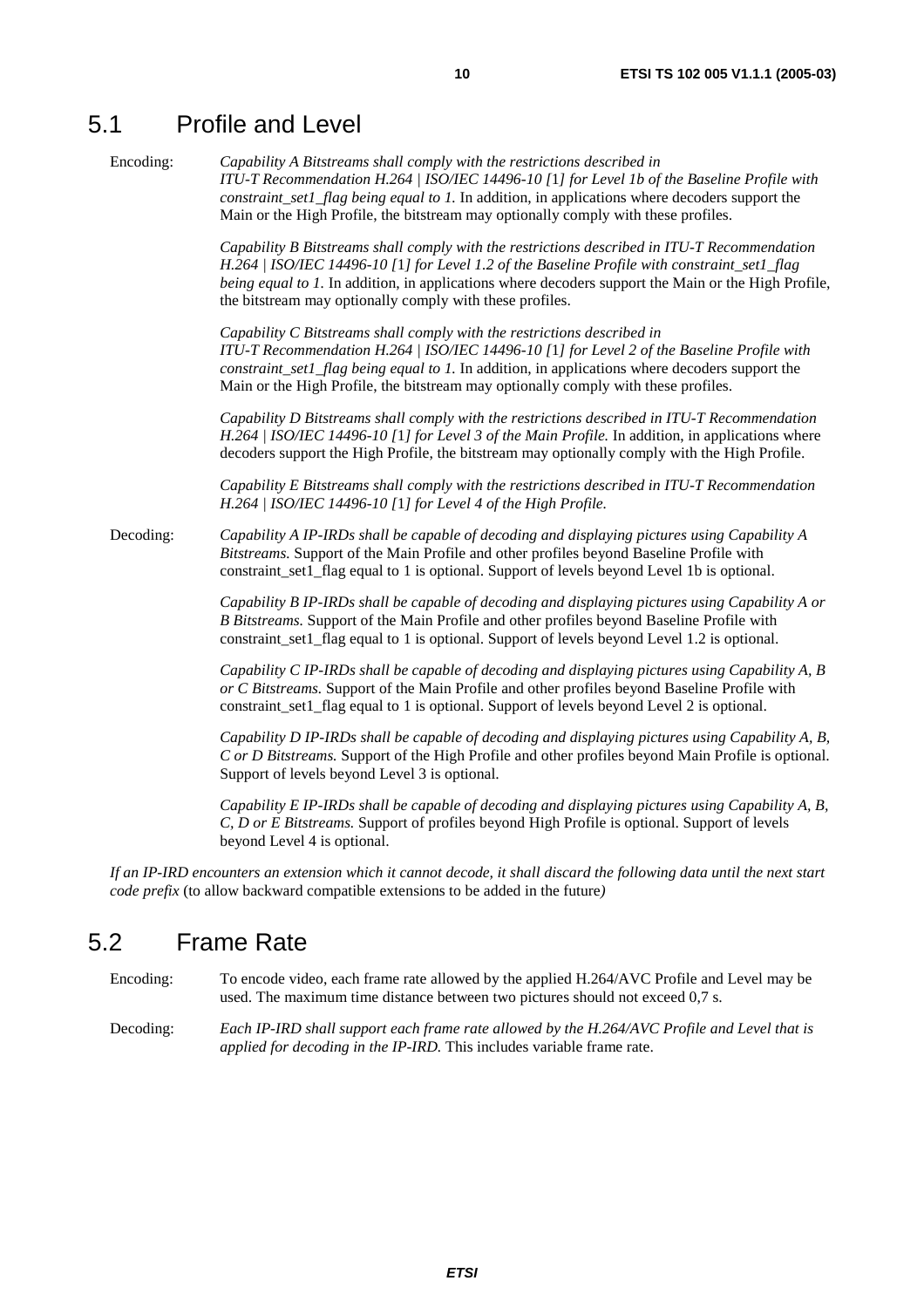## 5.1 Profile and Level

Encoding: *Capability A Bitstreams shall comply with the restrictions described in ITU-T Recommendation H.264 | ISO/IEC 14496-10 [1] for Level 1b of the Baseline Profile with constraint_set1_flag being equal to 1.* In addition, in applications where decoders support the Main or the High Profile, the bitstream may optionally comply with these profiles.

*Capability B Bitstreams shall comply with the restrictions described in ITU-T Recommendation H.264 | ISO/IEC 14496-10 [1] for Level 1.2 of the Baseline Profile with constraint_set1_flag being equal to 1.* In addition, in applications where decoders support the Main or the High Profile, the bitstream may optionally comply with these profiles.

*Capability C Bitstreams shall comply with the restrictions described in ITU-T Recommendation H.264 | ISO/IEC 14496-10 [1] for Level 2 of the Baseline Profile with constraint_set1_flag being equal to 1.* In addition, in applications where decoders support the Main or the High Profile, the bitstream may optionally comply with these profiles.

*Capability D Bitstreams shall comply with the restrictions described in ITU-T Recommendation H.264 | ISO/IEC 14496-10 [1] for Level 3 of the Main Profile.* In addition, in applications where decoders support the High Profile, the bitstream may optionally comply with the High Profile.

*Capability E Bitstreams shall comply with the restrictions described in ITU-T Recommendation H.264 | ISO/IEC 14496-10 [1] for Level 4 of the High Profile.*

Decoding: *Capability A IP-IRDs shall be capable of decoding and displaying pictures using Capability A Bitstreams.* Support of the Main Profile and other profiles beyond Baseline Profile with constraint_set1_flag equal to 1 is optional. Support of levels beyond Level 1b is optional.

*Capability B IP-IRDs shall be capable of decoding and displaying pictures using Capability A or B Bitstreams.* Support of the Main Profile and other profiles beyond Baseline Profile with constraint_set1_flag equal to 1 is optional. Support of levels beyond Level 1.2 is optional.

*Capability C IP-IRDs shall be capable of decoding and displaying pictures using Capability A, B or C Bitstreams.* Support of the Main Profile and other profiles beyond Baseline Profile with constraint_set1_flag equal to 1 is optional. Support of levels beyond Level 2 is optional.

*Capability D IP-IRDs shall be capable of decoding and displaying pictures using Capability A, B, C or D Bitstreams.* Support of the High Profile and other profiles beyond Main Profile is optional. Support of levels beyond Level 3 is optional.

*Capability E IP-IRDs shall be capable of decoding and displaying pictures using Capability A, B, C, D or E Bitstreams.* Support of profiles beyond High Profile is optional. Support of levels beyond Level 4 is optional.

*If an IP-IRD encounters an extension which it cannot decode, it shall discard the following data until the next start code prefix* (to allow backward compatible extensions to be added in the future*)*

## 5.2 Frame Rate

Encoding: To encode video, each frame rate allowed by the applied H.264/AVC Profile and Level may be used. The maximum time distance between two pictures should not exceed 0,7 s.

Decoding: *Each IP-IRD shall support each frame rate allowed by the H.264/AVC Profile and Level that is applied for decoding in the IP-IRD.* This includes variable frame rate.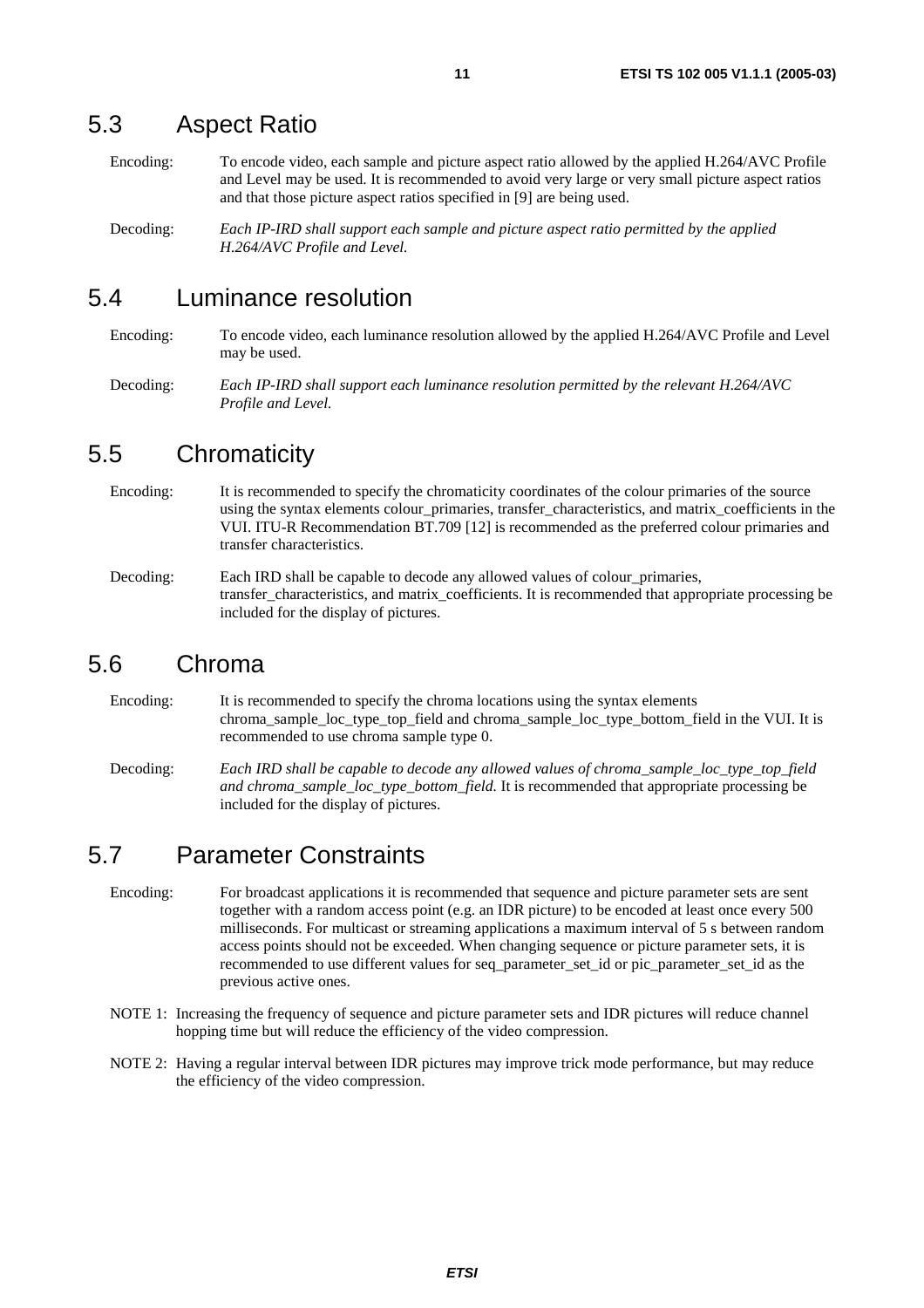## 5.3 Aspect Ratio

Encoding: To encode video, each sample and picture aspect ratio allowed by the applied H.264/AVC Profile and Level may be used. It is recommended to avoid very large or very small picture aspect ratios and that those picture aspect ratios specified in [9] are being used.

Decoding: *Each IP-IRD shall support each sample and picture aspect ratio permitted by the applied H.264/AVC Profile and Level.*

## 5.4 Luminance resolution

Encoding: To encode video, each luminance resolution allowed by the applied H.264/AVC Profile and Level may be used.

Decoding: *Each IP-IRD shall support each luminance resolution permitted by the relevant H.264/AVC Profile and Level.*

## 5.5 Chromaticity

Encoding: It is recommended to specify the chromaticity coordinates of the colour primaries of the source using the syntax elements colour_primaries, transfer_characteristics, and matrix_coefficients in the VUI. ITU-R Recommendation BT.709 [12] is recommended as the preferred colour primaries and transfer characteristics.

Decoding: Each IRD shall be capable to decode any allowed values of colour_primaries, transfer_characteristics, and matrix_coefficients. It is recommended that appropriate processing be included for the display of pictures.

## 5.6 Chroma

Encoding: It is recommended to specify the chroma locations using the syntax elements chroma_sample_loc_type_top_field and chroma_sample_loc_type_bottom_field in the VUI. It is recommended to use chroma sample type 0.

Decoding: *Each IRD shall be capable to decode any allowed values of chroma_sample_loc_type_top_field and chroma_sample_loc_type_bottom_field.* It is recommended that appropriate processing be included for the display of pictures.

## 5.7 Parameter Constraints

Encoding: For broadcast applications it is recommended that sequence and picture parameter sets are sent together with a random access point (e.g. an IDR picture) to be encoded at least once every 500 milliseconds. For multicast or streaming applications a maximum interval of 5 s between random access points should not be exceeded. When changing sequence or picture parameter sets, it is recommended to use different values for seq_parameter_set_id or pic_parameter_set_id as the previous active ones.

NOTE 1: Increasing the frequency of sequence and picture parameter sets and IDR pictures will reduce channel hopping time but will reduce the efficiency of the video compression.

NOTE 2: Having a regular interval between IDR pictures may improve trick mode performance, but may reduce the efficiency of the video compression.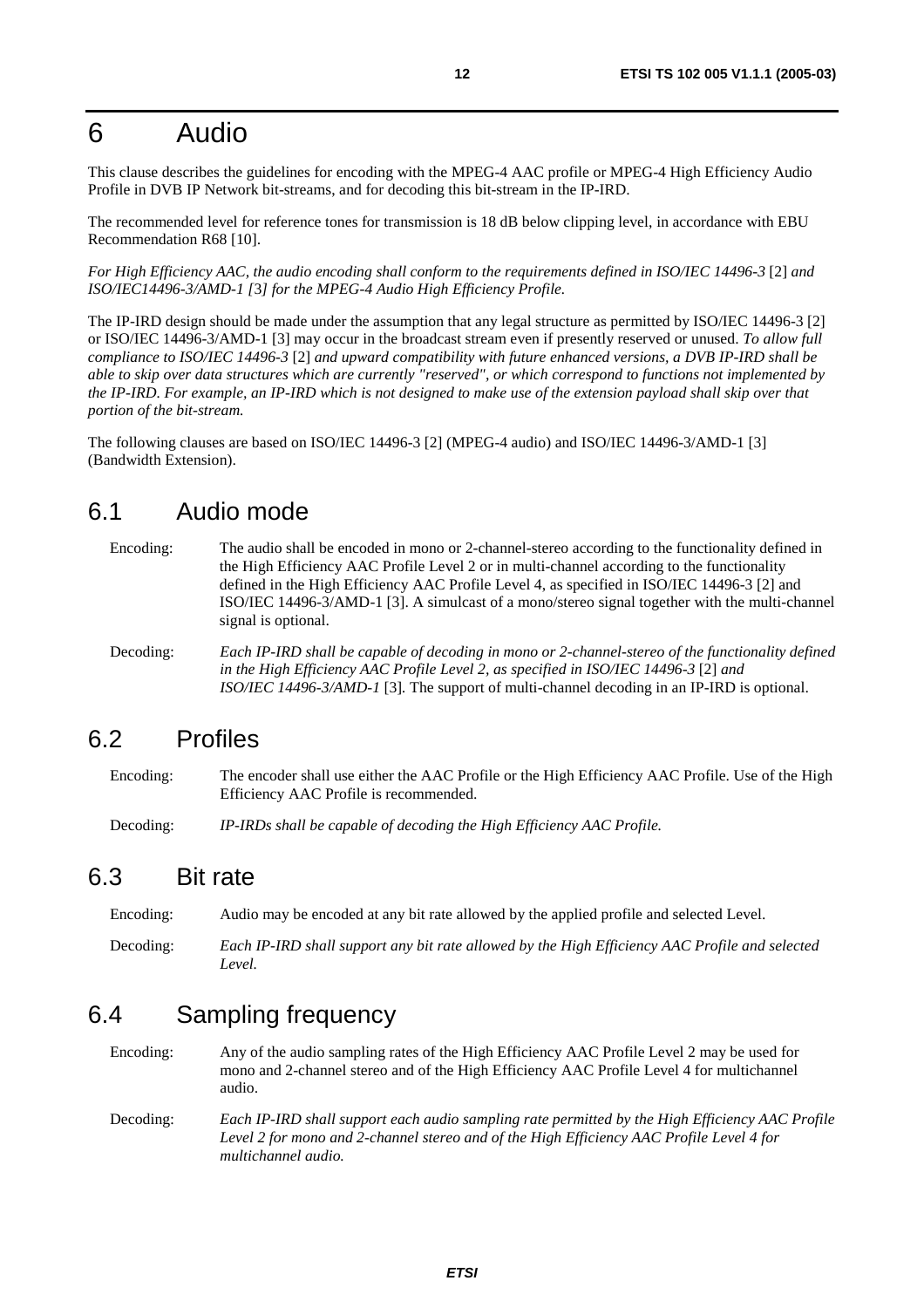# 6 Audio

This clause describes the guidelines for encoding with the MPEG-4 AAC profile or MPEG-4 High Efficiency Audio Profile in DVB IP Network bit-streams, and for decoding this bit-stream in the IP-IRD.

The recommended level for reference tones for transmission is 18 dB below clipping level, in accordance with EBU Recommendation R68 [10].

*For High Efficiency AAC, the audio encoding shall conform to the requirements defined in ISO/IEC 14496-3* [2] *and ISO/IEC14496-3/AMD-1 [3] for the MPEG-4 Audio High Efficiency Profile.*

The IP-IRD design should be made under the assumption that any legal structure as permitted by ISO/IEC 14496-3 [2] or ISO/IEC 14496-3/AMD-1 [3] may occur in the broadcast stream even if presently reserved or unused. *To allow full compliance to ISO/IEC 14496-3* [2] *and upward compatibility with future enhanced versions, a DVB IP-IRD shall be able to skip over data structures which are currently "reserved", or which correspond to functions not implemented by the IP-IRD. For example, an IP-IRD which is not designed to make use of the extension payload shall skip over that portion of the bit-stream.*

The following clauses are based on ISO/IEC 14496-3 [2] (MPEG-4 audio) and ISO/IEC 14496-3/AMD-1 [3] (Bandwidth Extension).

## 6.1 Audio mode

Encoding: The audio shall be encoded in mono or 2-channel-stereo according to the functionality defined in the High Efficiency AAC Profile Level 2 or in multi-channel according to the functionality defined in the High Efficiency AAC Profile Level 4, as specified in ISO/IEC 14496-3 [2] and ISO/IEC 14496-3/AMD-1 [3]. A simulcast of a mono/stereo signal together with the multi-channel signal is optional.

Decoding: *Each IP-IRD shall be capable of decoding in mono or 2-channel-stereo of the functionality defined in the High Efficiency AAC Profile Level 2, as specified in ISO/IEC 14496-3* [2] *and ISO/IEC 14496-3/AMD-1* [3]. The support of multi-channel decoding in an IP-IRD is optional.

## 6.2 Profiles

Encoding: The encoder shall use either the AAC Profile or the High Efficiency AAC Profile. Use of the High Efficiency AAC Profile is recommended.

Decoding: *IP-IRDs shall be capable of decoding the High Efficiency AAC Profile.*

## 6.3 Bit rate

Encoding: Audio may be encoded at any bit rate allowed by the applied profile and selected Level.

Decoding: *Each IP-IRD shall support any bit rate allowed by the High Efficiency AAC Profile and selected Level.*

## 6.4 Sampling frequency

Encoding: Any of the audio sampling rates of the High Efficiency AAC Profile Level 2 may be used for mono and 2-channel stereo and of the High Efficiency AAC Profile Level 4 for multichannel audio.

Decoding: *Each IP-IRD shall support each audio sampling rate permitted by the High Efficiency AAC Profile Level 2 for mono and 2-channel stereo and of the High Efficiency AAC Profile Level 4 for multichannel audio.*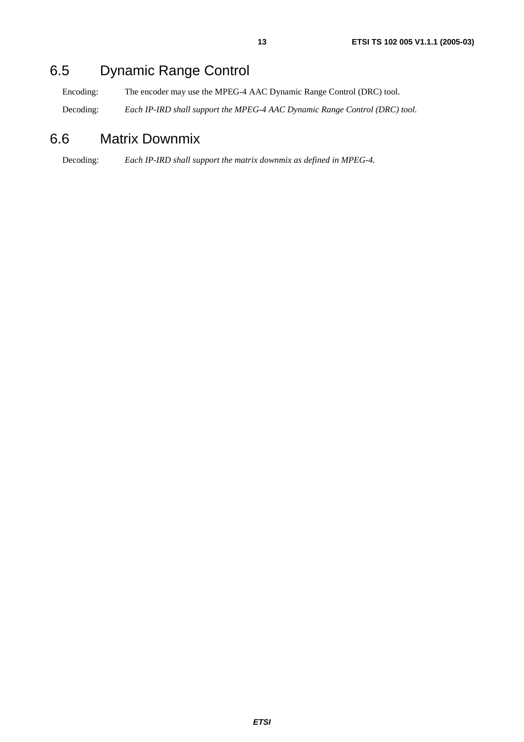## 6.5 Dynamic Range Control

Encoding: The encoder may use the MPEG-4 AAC Dynamic Range Control (DRC) tool.

Decoding: *Each IP-IRD shall support the MPEG-4 AAC Dynamic Range Control (DRC) tool.*

## 6.6 Matrix Downmix

Decoding: *Each IP-IRD shall support the matrix downmix as defined in MPEG-4.*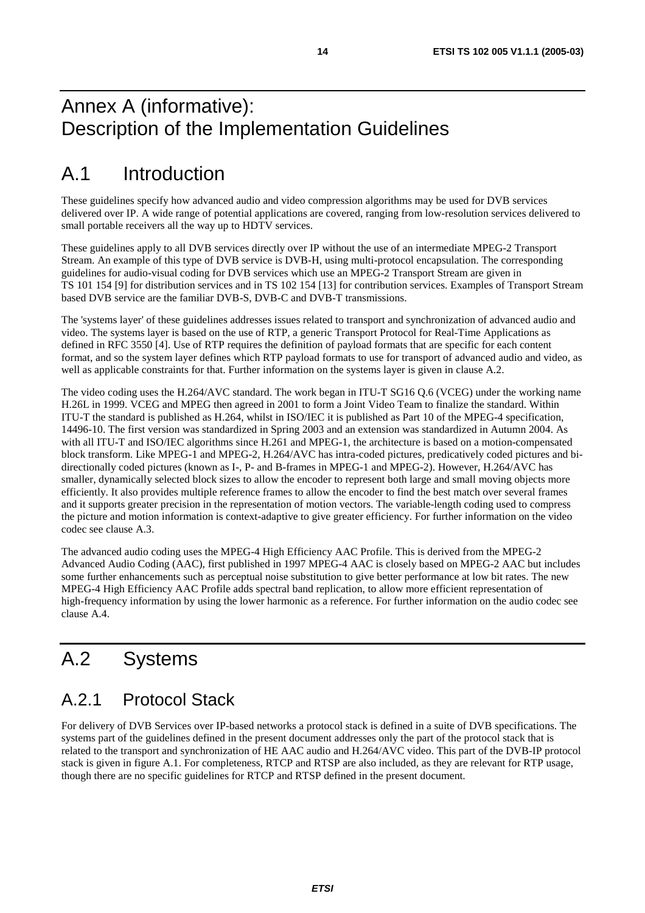# Annex A (informative): Description of the Implementation Guidelines

## A.1 Introduction

These guidelines specify how advanced audio and video compression algorithms may be used for DVB services delivered over IP. A wide range of potential applications are covered, ranging from low-resolution services delivered to small portable receivers all the way up to HDTV services.

These guidelines apply to all DVB services directly over IP without the use of an intermediate MPEG-2 Transport Stream. An example of this type of DVB service is DVB-H, using multi-protocol encapsulation. The corresponding guidelines for audio-visual coding for DVB services which use an MPEG-2 Transport Stream are given in TS 101 154 [9] for distribution services and in TS 102 154 [13] for contribution services. Examples of Transport Stream based DVB service are the familiar DVB-S, DVB-C and DVB-T transmissions.

The 'systems layer' of these guidelines addresses issues related to transport and synchronization of advanced audio and video. The systems layer is based on the use of RTP, a generic Transport Protocol for Real-Time Applications as defined in RFC 3550 [4]. Use of RTP requires the definition of payload formats that are specific for each content format, and so the system layer defines which RTP payload formats to use for transport of advanced audio and video, as well as applicable constraints for that. Further information on the systems layer is given in clause A.2.

The video coding uses the H.264/AVC standard. The work began in ITU-T SG16 Q.6 (VCEG) under the working name H.26L in 1999. VCEG and MPEG then agreed in 2001 to form a Joint Video Team to finalize the standard. Within ITU-T the standard is published as H.264, whilst in ISO/IEC it is published as Part 10 of the MPEG-4 specification, 14496-10. The first version was standardized in Spring 2003 and an extension was standardized in Autumn 2004. As with all ITU-T and ISO/IEC algorithms since H.261 and MPEG-1, the architecture is based on a motion-compensated block transform. Like MPEG-1 and MPEG-2, H.264/AVC has intra-coded pictures, predicatively coded pictures and bi-directionally coded pictures (known as I-, P- and B-frames in MPEG-1 and MPEG-2). However, H.264/AVC has smaller, dynamically selected block sizes to allow the encoder to represent both large and small moving objects more efficiently. It also provides multiple reference frames to allow the encoder to find the best match over several frames and it supports greater precision in the representation of motion vectors. The variable-length coding used to compress the picture and motion information is context-adaptive to give greater efficiency. For further information on the video codec see clause A.3.

The advanced audio coding uses the MPEG-4 High Efficiency AAC Profile. This is derived from the MPEG-2 Advanced Audio Coding (AAC), first published in 1997 MPEG-4 AAC is closely based on MPEG-2 AAC but includes some further enhancements such as perceptual noise substitution to give better performance at low bit rates. The new MPEG-4 High Efficiency AAC Profile adds spectral band replication, to allow more efficient representation of high-frequency information by using the lower harmonic as a reference. For further information on the audio codec see clause A.4.

## A.2 Systems

### A.2.1 Protocol Stack

For delivery of DVB Services over IP-based networks a protocol stack is defined in a suite of DVB specifications. The systems part of the guidelines defined in the present document addresses only the part of the protocol stack that is related to the transport and synchronization of HE AAC audio and H.264/AVC video. This part of the DVB-IP protocol stack is given in figure A.1. For completeness, RTCP and RTSP are also included, as they are relevant for RTP usage, though there are no specific guidelines for RTCP and RTSP defined in the present document.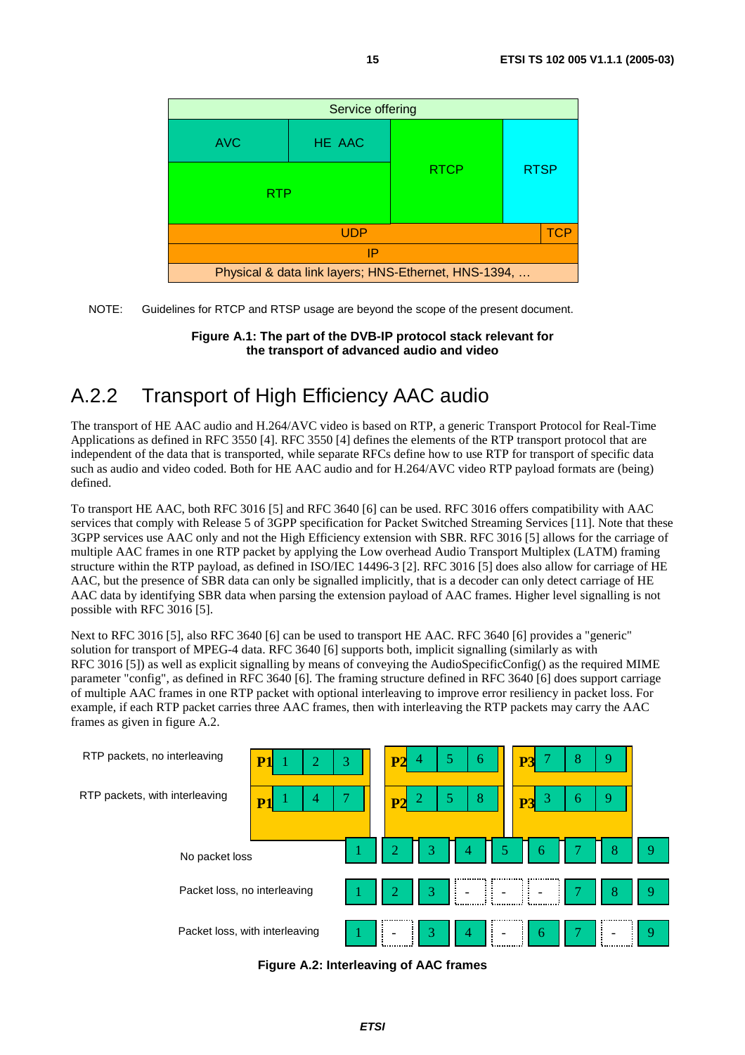NOTE: Guidelines for RTCP and RTSP usage are beyond the scope of the present document.

**Figure A.1: The part of the DVB-IP protocol stack relevant for the transport of advanced audio and video**

## A.2.2 Transport of High Efficiency AAC audio

The transport of HE AAC audio and H.264/AVC video is based on RTP, a generic Transport Protocol for Real-Time Applications as defined in RFC 3550 [4]. RFC 3550 [4] defines the elements of the RTP transport protocol that are independent of the data that is transported, while separate RFCs define how to use RTP for transport of specific data such as audio and video coded. Both for HE AAC audio and for H.264/AVC video RTP payload formats are (being) defined.

To transport HE AAC, both RFC 3016 [5] and RFC 3640 [6] can be used. RFC 3016 offers compatibility with AAC services that comply with Release 5 of 3GPP specification for Packet Switched Streaming Services [11]. Note that these 3GPP services use AAC only and not the High Efficiency extension with SBR. RFC 3016 [5] allows for the carriage of multiple AAC frames in one RTP packet by applying the Low overhead Audio Transport Multiplex (LATM) framing structure within the RTP payload, as defined in ISO/IEC 14496-3 [2]. RFC 3016 [5] does also allow for carriage of HE AAC, but the presence of SBR data can only be signalled implicitly, that is a decoder can only detect carriage of HE AAC data by identifying SBR data when parsing the extension payload of AAC frames. Higher level signalling is not possible with RFC 3016 [5].

Next to RFC 3016 [5], also RFC 3640 [6] can be used to transport HE AAC. RFC 3640 [6] provides a "generic" solution for transport of MPEG-4 data. RFC 3640 [6] supports both, implicit signalling (similarly as with RFC 3016 [5]) as well as explicit signalling by means of conveying the AudioSpecificConfig() as the required MIME parameter "config", as defined in RFC 3640 [6]. The framing structure defined in RFC 3640 [6] does support carriage of multiple AAC frames in one RTP packet with optional interleaving to improve error resiliency in packet loss. For example, if each RTP packet carries three AAC frames, then with interleaving the RTP packets may carry the AAC frames as given in figure A.2.

**Figure A.2: Interleaving of AAC frames**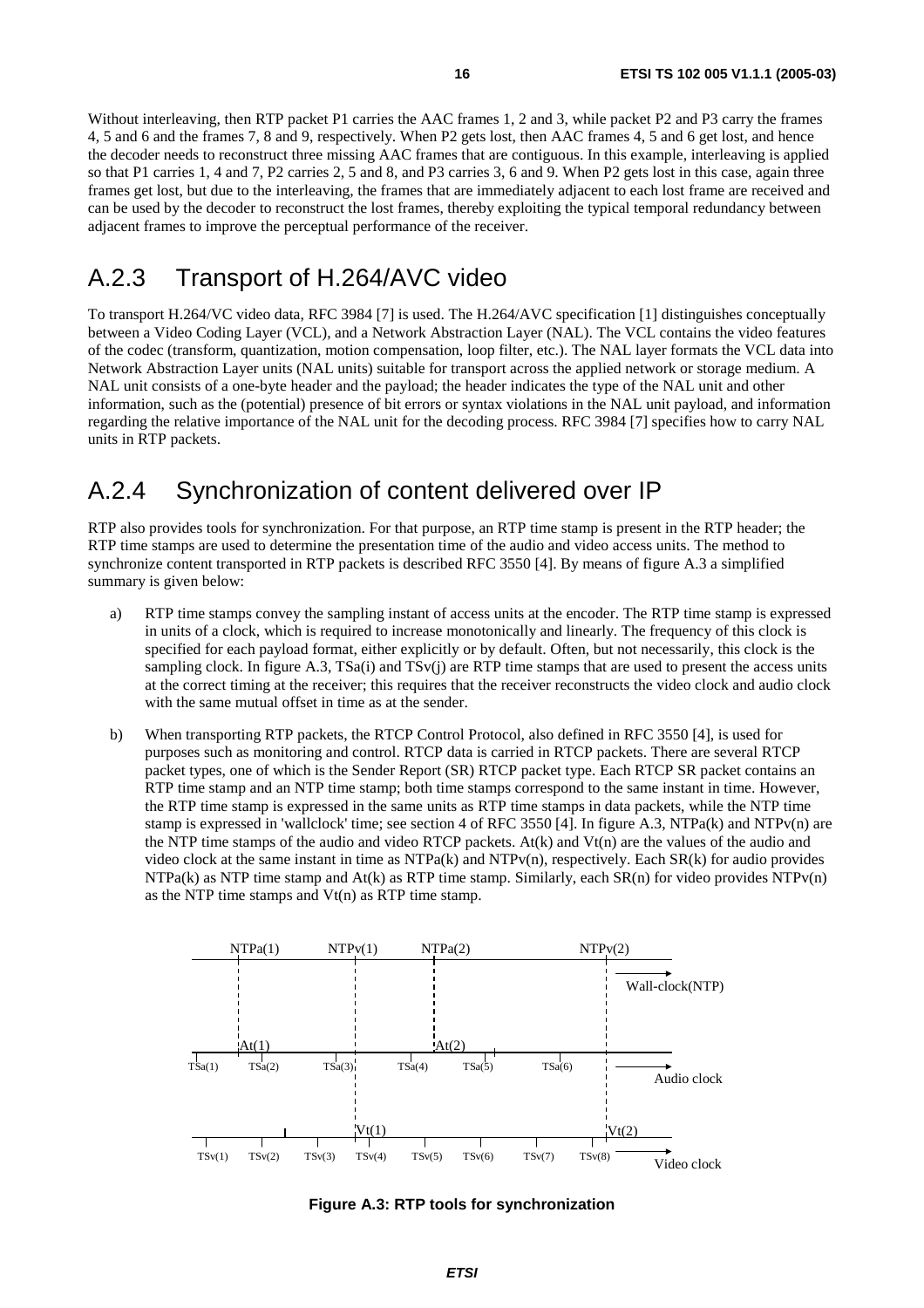Without interleaving, then RTP packet P1 carries the AAC frames 1, 2 and 3, while packet P2 and P3 carry the frames 4, 5 and 6 and the frames 7, 8 and 9, respectively. When P2 gets lost, then AAC frames 4, 5 and 6 get lost, and hence the decoder needs to reconstruct three missing AAC frames that are contiguous. In this example, interleaving is applied so that P1 carries 1, 4 and 7, P2 carries 2, 5 and 8, and P3 carries 3, 6 and 9. When P2 gets lost in this case, again three frames get lost, but due to the interleaving, the frames that are immediately adjacent to each lost frame are received and can be used by the decoder to reconstruct the lost frames, thereby exploiting the typical temporal redundancy between adjacent frames to improve the perceptual performance of the receiver.

## A.2.3 Transport of H.264/AVC video

To transport H.264/VC video data, RFC 3984 [7] is used. The H.264/AVC specification [1] distinguishes conceptually between a Video Coding Layer (VCL), and a Network Abstraction Layer (NAL). The VCL contains the video features of the codec (transform, quantization, motion compensation, loop filter, etc.). The NAL layer formats the VCL data into Network Abstraction Layer units (NAL units) suitable for transport across the applied network or storage medium. A NAL unit consists of a one-byte header and the payload; the header indicates the type of the NAL unit and other information, such as the (potential) presence of bit errors or syntax violations in the NAL unit payload, and information regarding the relative importance of the NAL unit for the decoding process. RFC 3984 [7] specifies how to carry NAL units in RTP packets.

## A.2.4 Synchronization of content delivered over IP

RTP also provides tools for synchronization. For that purpose, an RTP time stamp is present in the RTP header; the RTP time stamps are used to determine the presentation time of the audio and video access units. The method to synchronize content transported in RTP packets is described RFC 3550 [4]. By means of figure A.3 a simplified summary is given below:

a) RTP time stamps convey the sampling instant of access units at the encoder. The RTP time stamp is expressed in units of a clock, which is required to increase monotonically and linearly. The frequency of this clock is specified for each payload format, either explicitly or by default. Often, but not necessarily, this clock is the sampling clock. In figure A.3, TSa(i) and TSv(j) are RTP time stamps that are used to present the access units at the correct timing at the receiver; this requires that the receiver reconstructs the video clock and audio clock with the same mutual offset in time as at the sender.

b) When transporting RTP packets, the RTCP Control Protocol, also defined in RFC 3550 [4], is used for purposes such as monitoring and control. RTCP data is carried in RTCP packets. There are several RTCP packet types, one of which is the Sender Report (SR) RTCP packet type. Each RTCP SR packet contains an RTP time stamp and an NTP time stamp; both time stamps correspond to the same instant in time. However, the RTP time stamp is expressed in the same units as RTP time stamps in data packets, while the NTP time stamp is expressed in 'wallclock' time; see section 4 of RFC 3550 [4]. In figure A.3, NTPa(k) and NTPv(n) are the NTP time stamps of the audio and video RTCP packets. At(k) and Vt(n) are the values of the audio and video clock at the same instant in time as NTPa(k) and NTPv(n), respectively. Each SR(k) for audio provides NTPa(k) as NTP time stamp and At(k) as RTP time stamp. Similarly, each SR(n) for video provides NTPv(n) as the NTP time stamps and Vt(n) as RTP time stamp.

**Figure A.3: RTP tools for synchronization**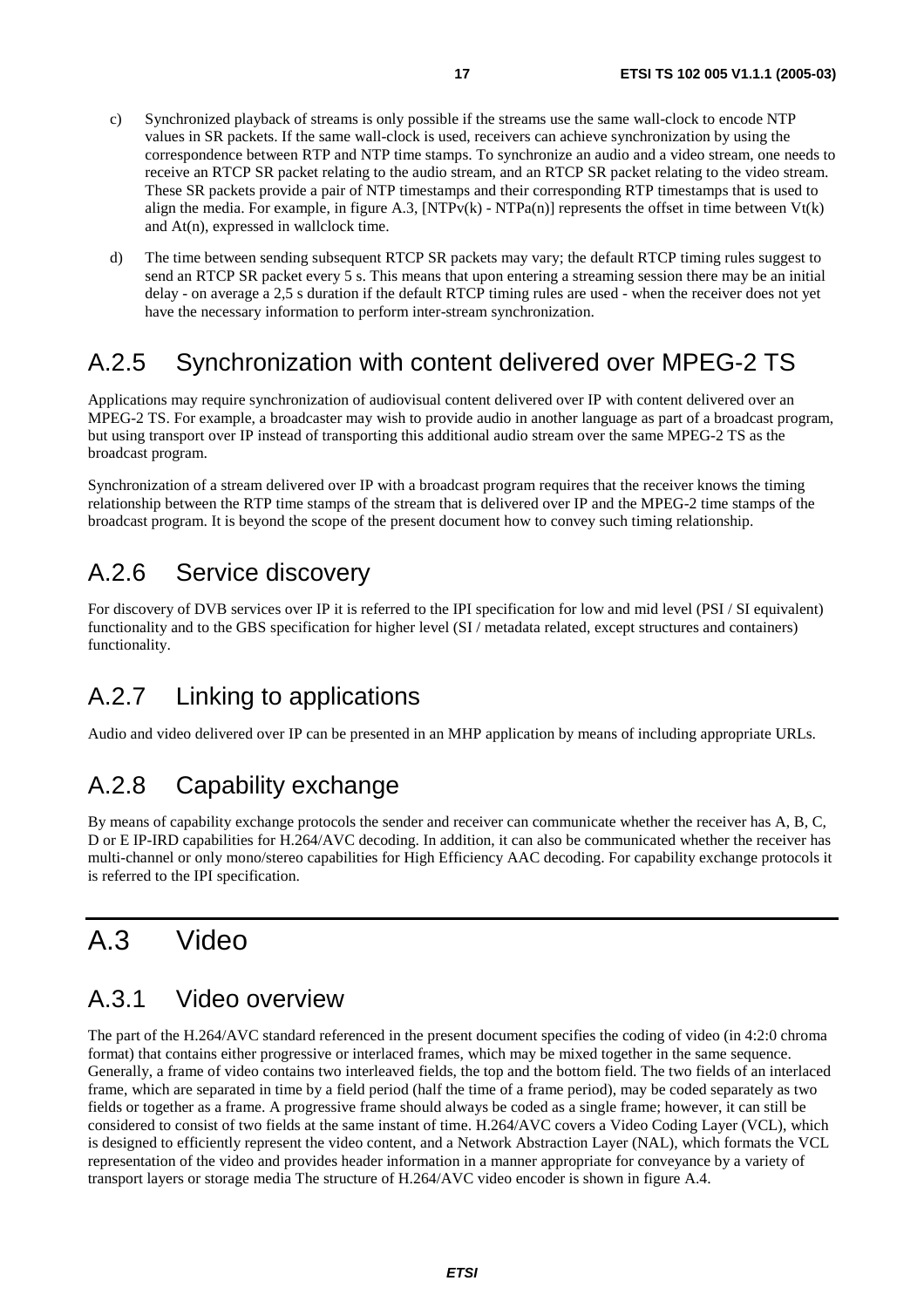c) Synchronized playback of streams is only possible if the streams use the same wall-clock to encode NTP values in SR packets. If the same wall-clock is used, receivers can achieve synchronization by using the correspondence between RTP and NTP time stamps. To synchronize an audio and a video stream, one needs to receive an RTCP SR packet relating to the audio stream, and an RTCP SR packet relating to the video stream. These SR packets provide a pair of NTP timestamps and their corresponding RTP timestamps that is used to align the media. For example, in figure A.3, [NTPv(k) - NTPa(n)] represents the offset in time between Vt(k) and At(n), expressed in wallclock time.

d) The time between sending subsequent RTCP SR packets may vary; the default RTCP timing rules suggest to send an RTCP SR packet every 5 s. This means that upon entering a streaming session there may be an initial delay - on average a 2,5 s duration if the default RTCP timing rules are used - when the receiver does not yet have the necessary information to perform inter-stream synchronization.

## A.2.5 Synchronization with content delivered over MPEG-2 TS

Applications may require synchronization of audiovisual content delivered over IP with content delivered over an MPEG-2 TS. For example, a broadcaster may wish to provide audio in another language as part of a broadcast program, but using transport over IP instead of transporting this additional audio stream over the same MPEG-2 TS as the broadcast program.

Synchronization of a stream delivered over IP with a broadcast program requires that the receiver knows the timing relationship between the RTP time stamps of the stream that is delivered over IP and the MPEG-2 time stamps of the broadcast program. It is beyond the scope of the present document how to convey such timing relationship.

## A.2.6 Service discovery

For discovery of DVB services over IP it is referred to the IPI specification for low and mid level (PSI / SI equivalent) functionality and to the GBS specification for higher level (SI / metadata related, except structures and containers) functionality.

## A.2.7 Linking to applications

Audio and video delivered over IP can be presented in an MHP application by means of including appropriate URLs.

## A.2.8 Capability exchange

By means of capability exchange protocols the sender and receiver can communicate whether the receiver has A, B, C, D or E IP-IRD capabilities for H.264/AVC decoding. In addition, it can also be communicated whether the receiver has multi-channel or only mono/stereo capabilities for High Efficiency AAC decoding. For capability exchange protocols it is referred to the IPI specification.

# A.3 Video

## A.3.1 Video overview

The part of the H.264/AVC standard referenced in the present document specifies the coding of video (in 4:2:0 chroma format) that contains either progressive or interlaced frames, which may be mixed together in the same sequence. Generally, a frame of video contains two interleaved fields, the top and the bottom field. The two fields of an interlaced frame, which are separated in time by a field period (half the time of a frame period), may be coded separately as two fields or together as a frame. A progressive frame should always be coded as a single frame; however, it can still be considered to consist of two fields at the same instant of time. H.264/AVC covers a Video Coding Layer (VCL), which is designed to efficiently represent the video content, and a Network Abstraction Layer (NAL), which formats the VCL representation of the video and provides header information in a manner appropriate for conveyance by a variety of transport layers or storage media The structure of H.264/AVC video encoder is shown in figure A.4.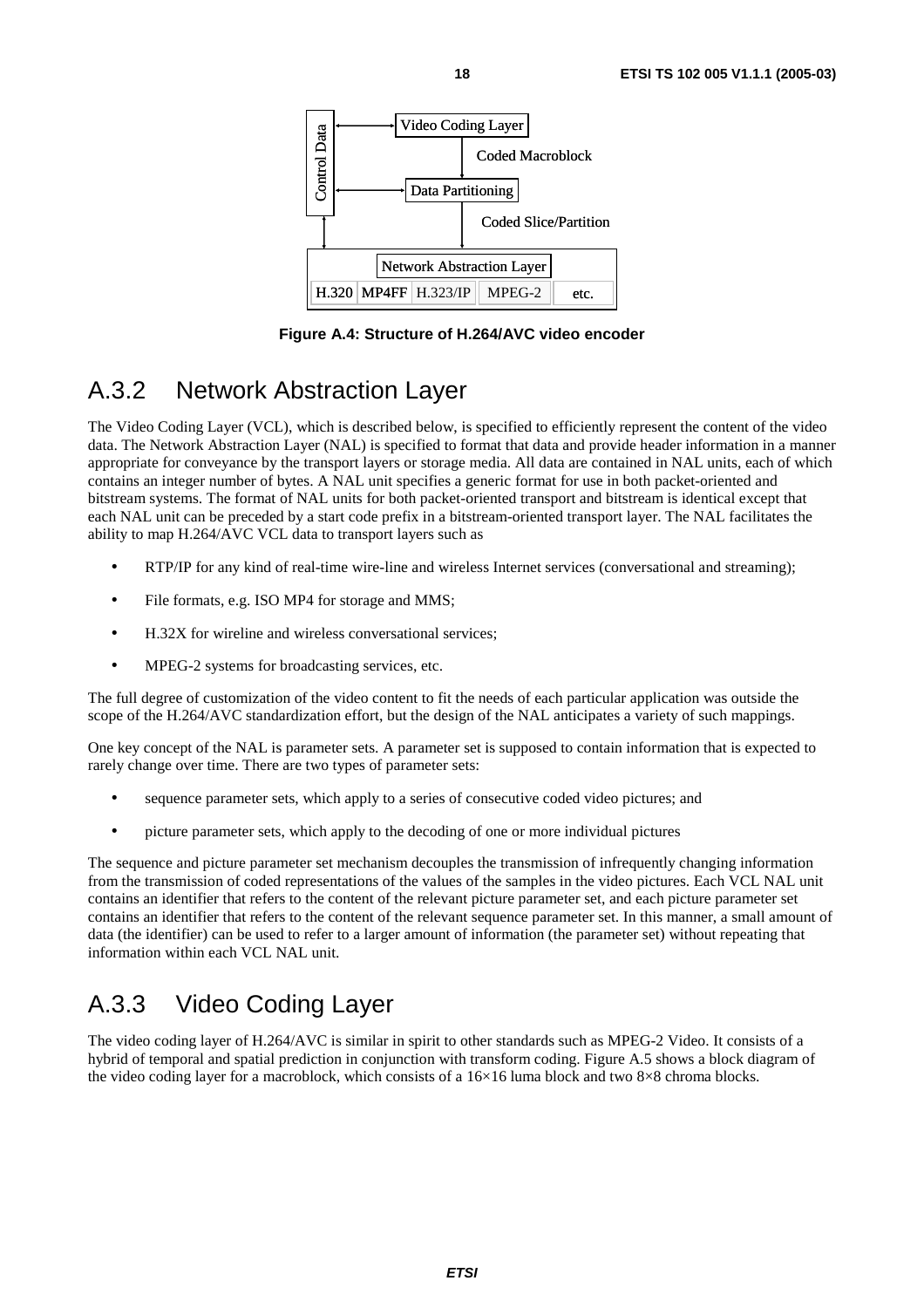Figure A.4: Structure of H.264/AVC video encoder

## A.3.2 Network Abstraction Layer

The Video Coding Layer (VCL), which is described below, is specified to efficiently represent the content of the video data. The Network Abstraction Layer (NAL) is specified to format that data and provide header information in a manner appropriate for conveyance by the transport layers or storage media. All data are contained in NAL units, each of which contains an integer number of bytes. A NAL unit specifies a generic format for use in both packet-oriented and bitstream systems. The format of NAL units for both packet-oriented transport and bitstream is identical except that each NAL unit can be preceded by a start code prefix in a bitstream-oriented transport layer. The NAL facilitates the ability to map H.264/AVC VCL data to transport layers such as

- RTP/IP for any kind of real-time wire-line and wireless Internet services (conversational and streaming);
- File formats, e.g. ISO MP4 for storage and MMS;
- H.32X for wireline and wireless conversational services;
- MPEG-2 systems for broadcasting services, etc.

The full degree of customization of the video content to fit the needs of each particular application was outside the scope of the H.264/AVC standardization effort, but the design of the NAL anticipates a variety of such mappings.

One key concept of the NAL is parameter sets. A parameter set is supposed to contain information that is expected to rarely change over time. There are two types of parameter sets:

- sequence parameter sets, which apply to a series of consecutive coded video pictures; and
- picture parameter sets, which apply to the decoding of one or more individual pictures

The sequence and picture parameter set mechanism decouples the transmission of infrequently changing information from the transmission of coded representations of the values of the samples in the video pictures. Each VCL NAL unit contains an identifier that refers to the content of the relevant picture parameter set, and each picture parameter set contains an identifier that refers to the content of the relevant sequence parameter set. In this manner, a small amount of data (the identifier) can be used to refer to a larger amount of information (the parameter set) without repeating that information within each VCL NAL unit.

## A.3.3 Video Coding Layer

The video coding layer of H.264/AVC is similar in spirit to other standards such as MPEG-2 Video. It consists of a hybrid of temporal and spatial prediction in conjunction with transform coding. Figure A.5 shows a block diagram of the video coding layer for a macroblock, which consists of a 16×16 luma block and two 8×8 chroma blocks.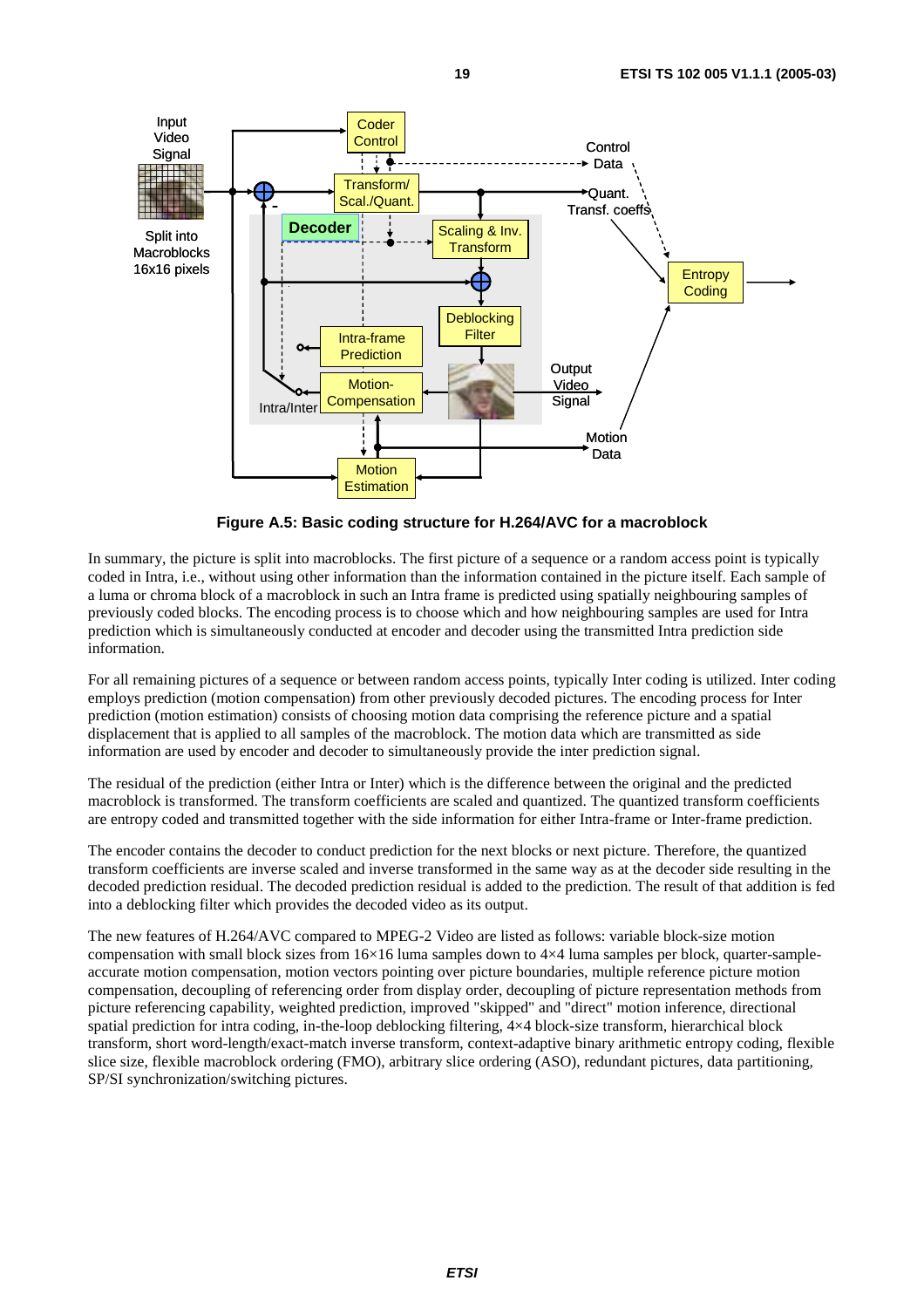**Figure A.5: Basic coding structure for H.264/AVC for a macroblock**

In summary, the picture is split into macroblocks. The first picture of a sequence or a random access point is typically coded in Intra, i.e., without using other information than the information contained in the picture itself. Each sample of a luma or chroma block of a macroblock in such an Intra frame is predicted using spatially neighbouring samples of previously coded blocks. The encoding process is to choose which and how neighbouring samples are used for Intra prediction which is simultaneously conducted at encoder and decoder using the transmitted Intra prediction side information.

For all remaining pictures of a sequence or between random access points, typically Inter coding is utilized. Inter coding employs prediction (motion compensation) from other previously decoded pictures. The encoding process for Inter prediction (motion estimation) consists of choosing motion data comprising the reference picture and a spatial displacement that is applied to all samples of the macroblock. The motion data which are transmitted as side information are used by encoder and decoder to simultaneously provide the inter prediction signal.

The residual of the prediction (either Intra or Inter) which is the difference between the original and the predicted macroblock is transformed. The transform coefficients are scaled and quantized. The quantized transform coefficients are entropy coded and transmitted together with the side information for either Intra-frame or Inter-frame prediction.

The encoder contains the decoder to conduct prediction for the next blocks or next picture. Therefore, the quantized transform coefficients are inverse scaled and inverse transformed in the same way as at the decoder side resulting in the decoded prediction residual. The decoded prediction residual is added to the prediction. The result of that addition is fed into a deblocking filter which provides the decoded video as its output.

The new features of H.264/AVC compared to MPEG-2 Video are listed as follows: variable block-size motion compensation with small block sizes from 16×16 luma samples down to 4×4 luma samples per block, quarter-sample-accurate motion compensation, motion vectors pointing over picture boundaries, multiple reference picture motion compensation, decoupling of referencing order from display order, decoupling of picture representation methods from picture referencing capability, weighted prediction, improved "skipped" and "direct" motion inference, directional spatial prediction for intra coding, in-the-loop deblocking filtering, 4×4 block-size transform, hierarchical block transform, short word-length/exact-match inverse transform, context-adaptive binary arithmetic entropy coding, flexible slice size, flexible macroblock ordering (FMO), arbitrary slice ordering (ASO), redundant pictures, data partitioning, SP/SI synchronization/switching pictures.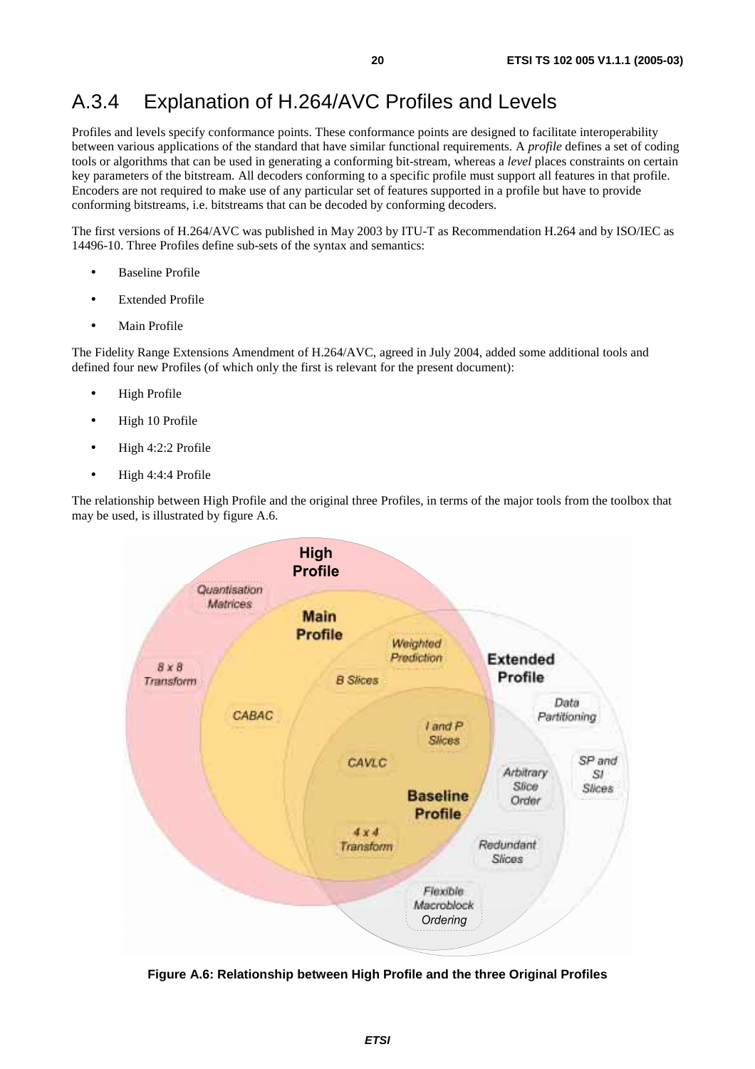## A.3.4 Explanation of H.264/AVC Profiles and Levels

Profiles and levels specify conformance points. These conformance points are designed to facilitate interoperability between various applications of the standard that have similar functional requirements. A *profile* defines a set of coding tools or algorithms that can be used in generating a conforming bit-stream, whereas a *level* places constraints on certain key parameters of the bitstream. All decoders conforming to a specific profile must support all features in that profile. Encoders are not required to make use of any particular set of features supported in a profile but have to provide conforming bitstreams, i.e. bitstreams that can be decoded by conforming decoders.

The first versions of H.264/AVC was published in May 2003 by ITU-T as Recommendation H.264 and by ISO/IEC as 14496-10. Three Profiles define sub-sets of the syntax and semantics:

- Baseline Profile
- Extended Profile
- Main Profile

The Fidelity Range Extensions Amendment of H.264/AVC, agreed in July 2004, added some additional tools and defined four new Profiles (of which only the first is relevant for the present document):

- High Profile
- High 10 Profile
- High 4:2:2 Profile
- High 4:4:4 Profile

The relationship between High Profile and the original three Profiles, in terms of the major tools from the toolbox that may be used, is illustrated by figure A.6.

**Figure A.6: Relationship between High Profile and the three Original Profiles**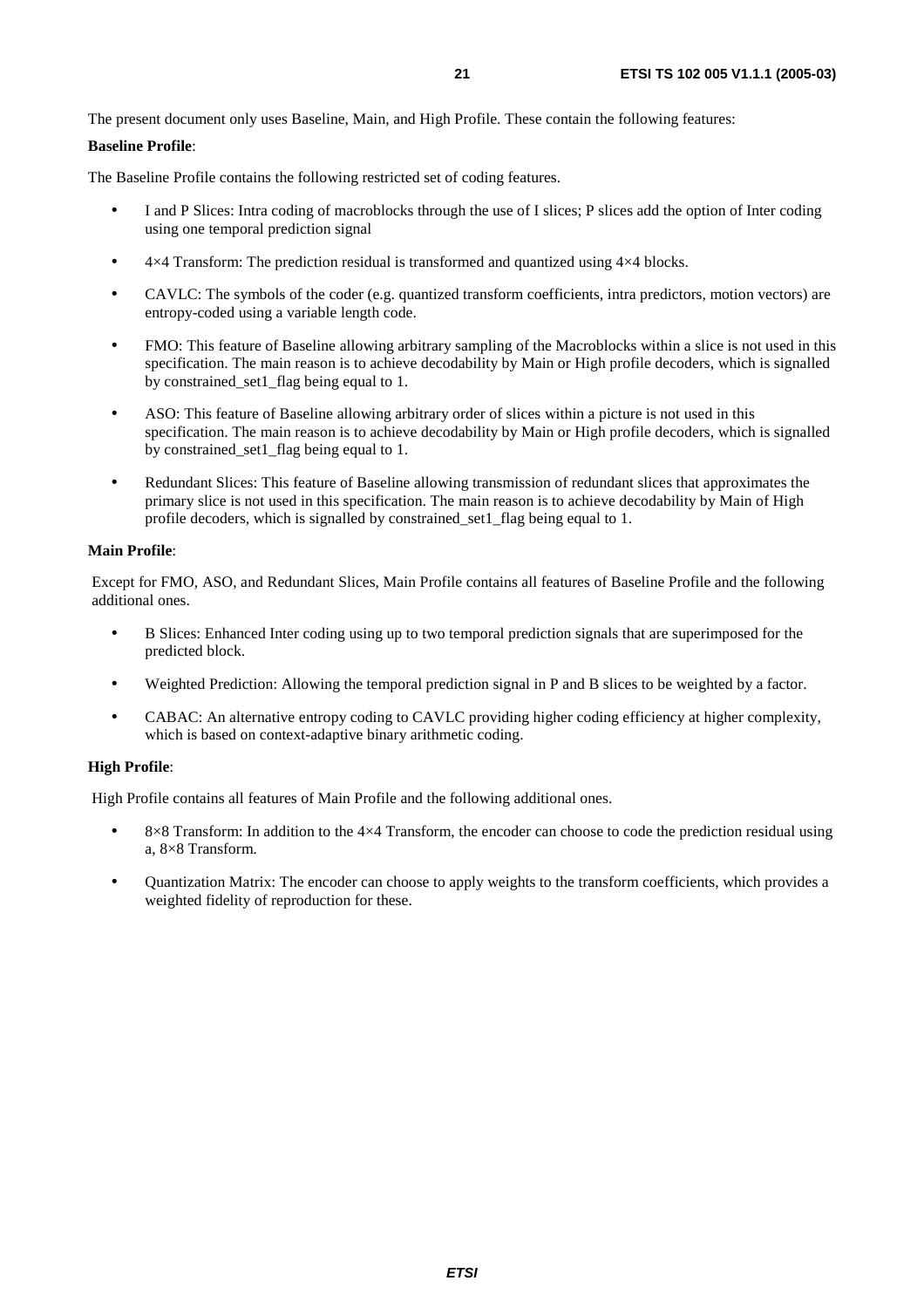The present document only uses Baseline, Main, and High Profile. These contain the following features:

**Baseline Profile**:

The Baseline Profile contains the following restricted set of coding features.

- I and P Slices: Intra coding of macroblocks through the use of I slices; P slices add the option of Inter coding using one temporal prediction signal
- 4×4 Transform: The prediction residual is transformed and quantized using 4×4 blocks.
- CAVLC: The symbols of the coder (e.g. quantized transform coefficients, intra predictors, motion vectors) are entropy-coded using a variable length code.
- FMO: This feature of Baseline allowing arbitrary sampling of the Macroblocks within a slice is not used in this specification. The main reason is to achieve decodability by Main or High profile decoders, which is signalled by constrained_set1_flag being equal to 1.
- ASO: This feature of Baseline allowing arbitrary order of slices within a picture is not used in this specification. The main reason is to achieve decodability by Main or High profile decoders, which is signalled by constrained_set1_flag being equal to 1.
- Redundant Slices: This feature of Baseline allowing transmission of redundant slices that approximates the primary slice is not used in this specification. The main reason is to achieve decodability by Main of High profile decoders, which is signalled by constrained_set1_flag being equal to 1.

**Main Profile**:

Except for FMO, ASO, and Redundant Slices, Main Profile contains all features of Baseline Profile and the following additional ones.

- B Slices: Enhanced Inter coding using up to two temporal prediction signals that are superimposed for the predicted block.
- Weighted Prediction: Allowing the temporal prediction signal in P and B slices to be weighted by a factor.
- CABAC: An alternative entropy coding to CAVLC providing higher coding efficiency at higher complexity, which is based on context-adaptive binary arithmetic coding.

**High Profile**:

High Profile contains all features of Main Profile and the following additional ones.

- 8×8 Transform: In addition to the 4×4 Transform, the encoder can choose to code the prediction residual using a, 8×8 Transform.
- Quantization Matrix: The encoder can choose to apply weights to the transform coefficients, which provides a weighted fidelity of reproduction for these.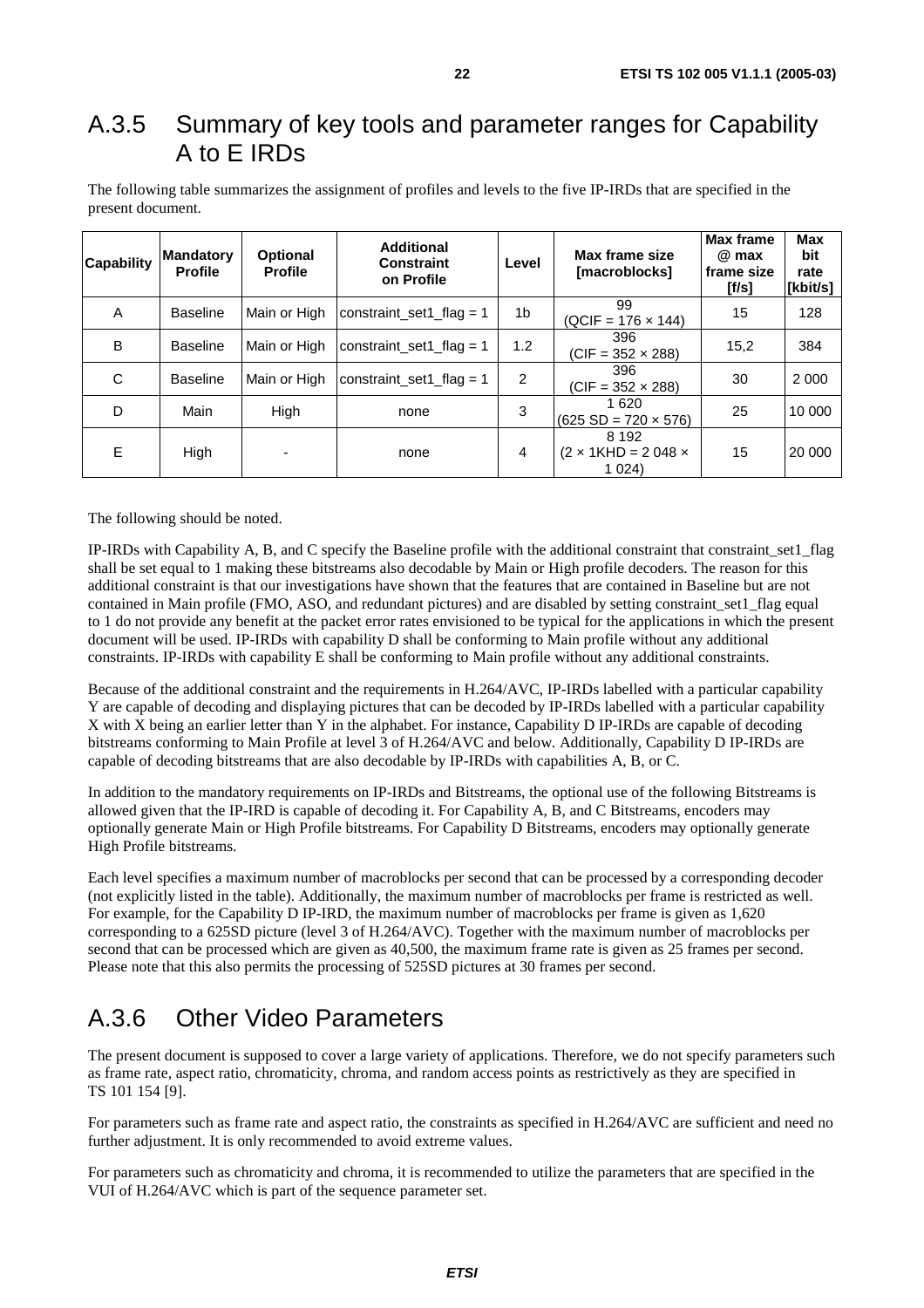## A.3.5 Summary of key tools and parameter ranges for Capability A to E IRDs

The following table summarizes the assignment of profiles and levels to the five IP-IRDs that are specified in the present document.

| Capability | Mandatory Profile | Optional Profile | Additional Constraint on Profile | Level | Max frame size [macroblocks] | Max frame @ max frame size [f/s] | Max bit rate [kbit/s] |
|---|---|---|---|---|---|---|---|
| A | Baseline | Main or High | constraint_set1_flag = 1 | 1b | 99 (QCIF = 176 × 144) | 15 | 128 |
| B | Baseline | Main or High | constraint_set1_flag = 1 | 1.2 | 396 (CIF = 352 × 288) | 15,2 | 384 |
| C | Baseline | Main or High | constraint_set1_flag = 1 | 2 | 396 (CIF = 352 × 288) | 30 | 2 000 |
| D | Main | High | none | 3 | 1 620 (625 SD = 720 × 576) | 25 | 10 000 |
| E | High | - | none | 4 | 8 192 (2 × 1KHD = 2 048 × 1 024) | 15 | 20 000 |

The following should be noted.

IP-IRDs with Capability A, B, and C specify the Baseline profile with the additional constraint that constraint_set1_flag shall be set equal to 1 making these bitstreams also decodable by Main or High profile decoders. The reason for this additional constraint is that our investigations have shown that the features that are contained in Baseline but are not contained in Main profile (FMO, ASO, and redundant pictures) and are disabled by setting constraint_set1_flag equal to 1 do not provide any benefit at the packet error rates envisioned to be typical for the applications in which the present document will be used. IP-IRDs with capability D shall be conforming to Main profile without any additional constraints. IP-IRDs with capability E shall be conforming to Main profile without any additional constraints.

Because of the additional constraint and the requirements in H.264/AVC, IP-IRDs labelled with a particular capability Y are capable of decoding and displaying pictures that can be decoded by IP-IRDs labelled with a particular capability X with X being an earlier letter than Y in the alphabet. For instance, Capability D IP-IRDs are capable of decoding bitstreams conforming to Main Profile at level 3 of H.264/AVC and below. Additionally, Capability D IP-IRDs are capable of decoding bitstreams that are also decodable by IP-IRDs with capabilities A, B, or C.

In addition to the mandatory requirements on IP-IRDs and Bitstreams, the optional use of the following Bitstreams is allowed given that the IP-IRD is capable of decoding it. For Capability A, B, and C Bitstreams, encoders may optionally generate Main or High Profile bitstreams. For Capability D Bitstreams, encoders may optionally generate High Profile bitstreams.

Each level specifies a maximum number of macroblocks per second that can be processed by a corresponding decoder (not explicitly listed in the table). Additionally, the maximum number of macroblocks per frame is restricted as well. For example, for the Capability D IP-IRD, the maximum number of macroblocks per frame is given as 1,620 corresponding to a 625SD picture (level 3 of H.264/AVC). Together with the maximum number of macroblocks per second that can be processed which are given as 40,500, the maximum frame rate is given as 25 frames per second. Please note that this also permits the processing of 525SD pictures at 30 frames per second.

## A.3.6 Other Video Parameters

The present document is supposed to cover a large variety of applications. Therefore, we do not specify parameters such as frame rate, aspect ratio, chromaticity, chroma, and random access points as restrictively as they are specified in TS 101 154 [9].

For parameters such as frame rate and aspect ratio, the constraints as specified in H.264/AVC are sufficient and need no further adjustment. It is only recommended to avoid extreme values.

For parameters such as chromaticity and chroma, it is recommended to utilize the parameters that are specified in the VUI of H.264/AVC which is part of the sequence parameter set.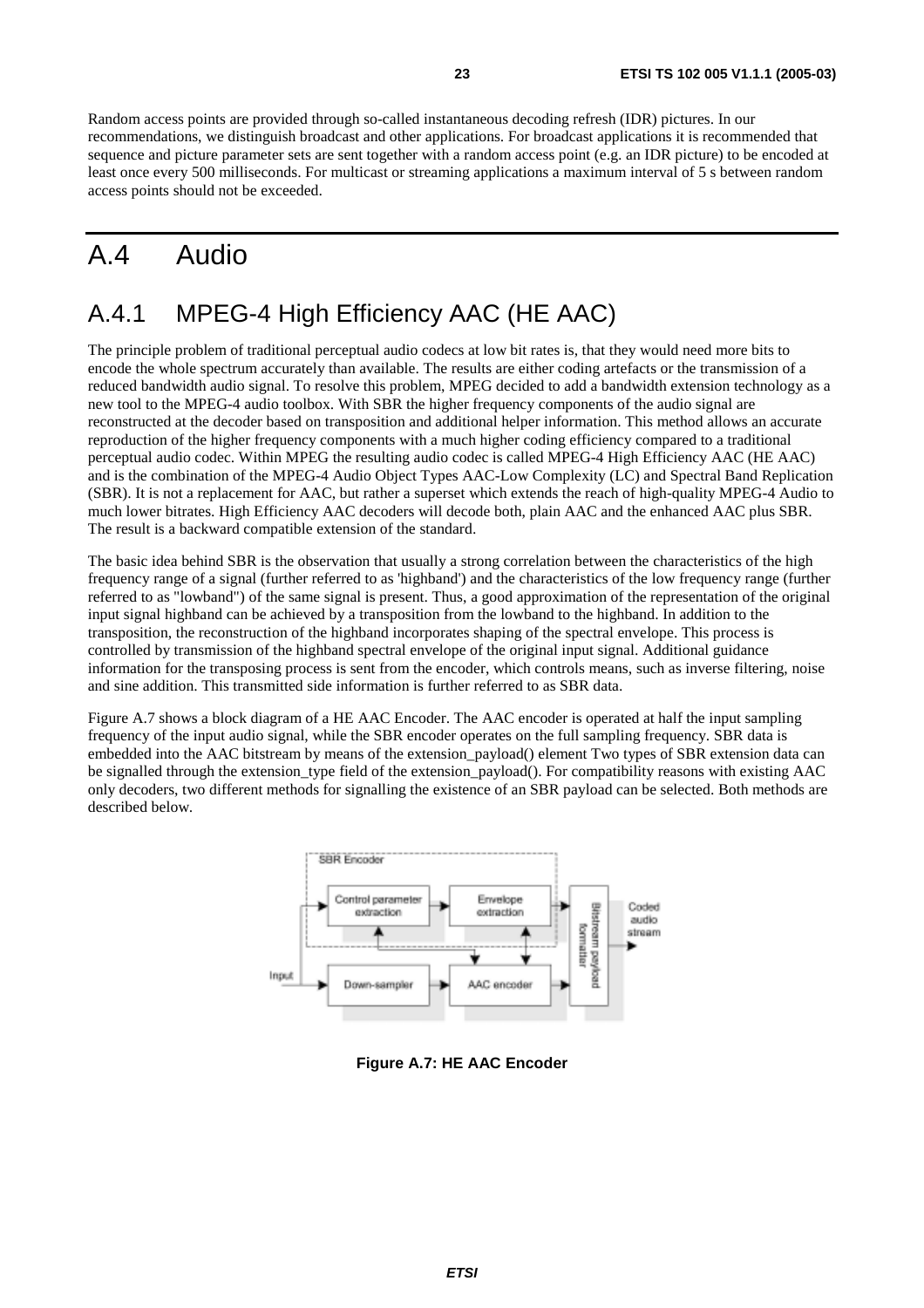Random access points are provided through so-called instantaneous decoding refresh (IDR) pictures. In our recommendations, we distinguish broadcast and other applications. For broadcast applications it is recommended that sequence and picture parameter sets are sent together with a random access point (e.g. an IDR picture) to be encoded at least once every 500 milliseconds. For multicast or streaming applications a maximum interval of 5 s between random access points should not be exceeded.

# A.4 Audio

## A.4.1 MPEG-4 High Efficiency AAC (HE AAC)

The principle problem of traditional perceptual audio codecs at low bit rates is, that they would need more bits to encode the whole spectrum accurately than available. The results are either coding artefacts or the transmission of a reduced bandwidth audio signal. To resolve this problem, MPEG decided to add a bandwidth extension technology as a new tool to the MPEG-4 audio toolbox. With SBR the higher frequency components of the audio signal are reconstructed at the decoder based on transposition and additional helper information. This method allows an accurate reproduction of the higher frequency components with a much higher coding efficiency compared to a traditional perceptual audio codec. Within MPEG the resulting audio codec is called MPEG-4 High Efficiency AAC (HE AAC) and is the combination of the MPEG-4 Audio Object Types AAC-Low Complexity (LC) and Spectral Band Replication (SBR). It is not a replacement for AAC, but rather a superset which extends the reach of high-quality MPEG-4 Audio to much lower bitrates. High Efficiency AAC decoders will decode both, plain AAC and the enhanced AAC plus SBR. The result is a backward compatible extension of the standard.

The basic idea behind SBR is the observation that usually a strong correlation between the characteristics of the high frequency range of a signal (further referred to as 'highband') and the characteristics of the low frequency range (further referred to as "lowband") of the same signal is present. Thus, a good approximation of the representation of the original input signal highband can be achieved by a transposition from the lowband to the highband. In addition to the transposition, the reconstruction of the highband incorporates shaping of the spectral envelope. This process is controlled by transmission of the highband spectral envelope of the original input signal. Additional guidance information for the transposing process is sent from the encoder, which controls means, such as inverse filtering, noise and sine addition. This transmitted side information is further referred to as SBR data.

Figure A.7 shows a block diagram of a HE AAC Encoder. The AAC encoder is operated at half the input sampling frequency of the input audio signal, while the SBR encoder operates on the full sampling frequency. SBR data is embedded into the AAC bitstream by means of the extension_payload() element Two types of SBR extension data can be signalled through the extension_type field of the extension_payload(). For compatibility reasons with existing AAC only decoders, two different methods for signalling the existence of an SBR payload can be selected. Both methods are described below.

**Figure A.7: HE AAC Encoder**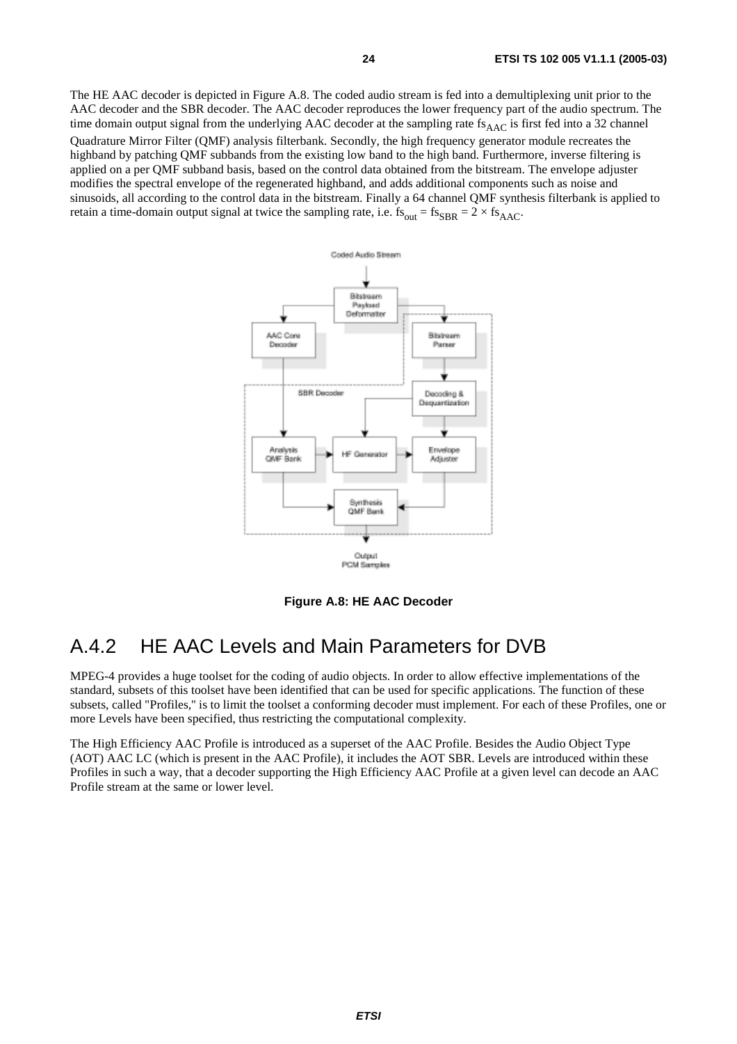The HE AAC decoder is depicted in Figure A.8. The coded audio stream is fed into a demultiplexing unit prior to the AAC decoder and the SBR decoder. The AAC decoder reproduces the lower frequency part of the audio spectrum. The time domain output signal from the underlying AAC decoder at the sampling rate $fs_{AAC}$ is first fed into a 32 channel Quadrature Mirror Filter (QMF) analysis filterbank. Secondly, the high frequency generator module recreates the highband by patching QMF subbands from the existing low band to the high band. Furthermore, inverse filtering is applied on a per QMF subband basis, based on the control data obtained from the bitstream. The envelope adjuster modifies the spectral envelope of the regenerated highband, and adds additional components such as noise and sinusoids, all according to the control data in the bitstream. Finally a 64 channel QMF synthesis filterbank is applied to retain a time-domain output signal at twice the sampling rate, i.e. $fs_{out} = fs_{SBR} = 2 \times fs_{AAC}$.

Coded Audio Stream

Bitstream Payload Deformatter

AAC Core Decoder

Bitstream Parser

SBR Decoder

Decoding & Dequantization

Analysis QMF Bank

HF Generator

Envelope Adjuster

Synthesis QMF Bank

Output PCM Samples

**Figure A.8: HE AAC Decoder**

## A.4.2 HE AAC Levels and Main Parameters for DVB

MPEG-4 provides a huge toolset for the coding of audio objects. In order to allow effective implementations of the standard, subsets of this toolset have been identified that can be used for specific applications. The function of these subsets, called "Profiles," is to limit the toolset a conforming decoder must implement. For each of these Profiles, one or more Levels have been specified, thus restricting the computational complexity.

The High Efficiency AAC Profile is introduced as a superset of the AAC Profile. Besides the Audio Object Type (AOT) AAC LC (which is present in the AAC Profile), it includes the AOT SBR. Levels are introduced within these Profiles in such a way, that a decoder supporting the High Efficiency AAC Profile at a given level can decode an AAC Profile stream at the same or lower level.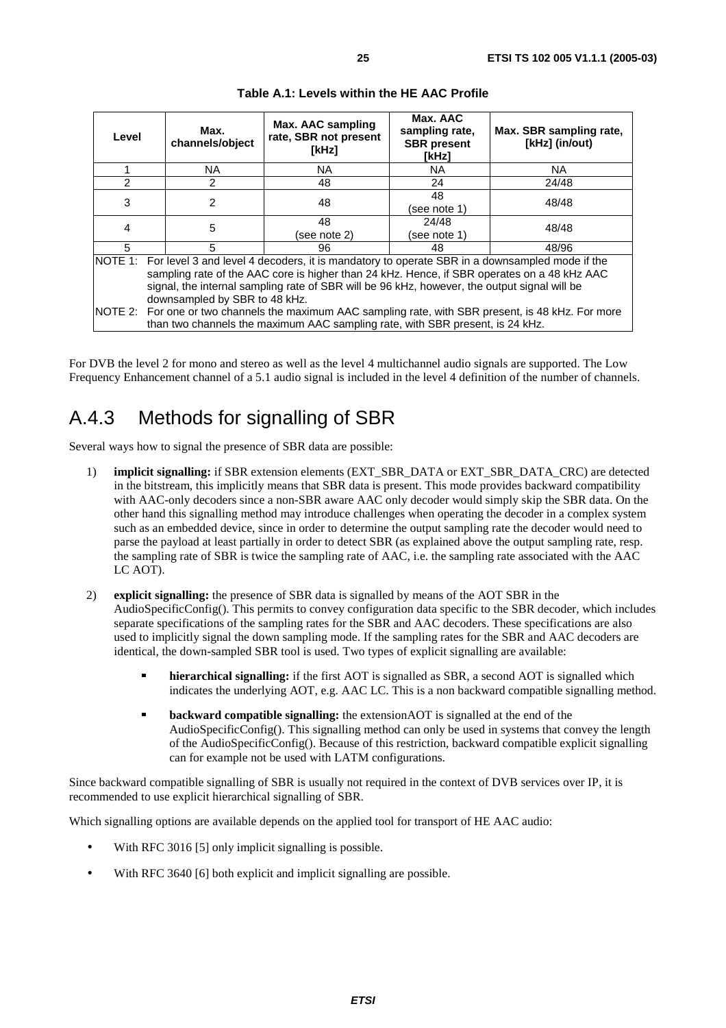**Table A.1: Levels within the HE AAC Profile**

| Level | Max. channels/object | Max. AAC sampling rate, SBR not present [kHz] | Max. AAC sampling rate, SBR present [kHz] | Max. SBR sampling rate, [kHz] (in/out) |
|---|---|---|---|---|
| 1 | NA | NA | NA | NA |
| 2 | 2 | 48 | 24 | 24/48 |
| 3 | 2 | 48 | 48 (see note 1) | 48/48 |
| 4 | 5 | 48 (see note 2) | 24/48 (see note 1) | 48/48 |
| 5 | 5 | 96 | 48 | 48/96 |

NOTE 1: For level 3 and level 4 decoders, it is mandatory to operate SBR in a downsampled mode if the sampling rate of the AAC core is higher than 24 kHz. Hence, if SBR operates on a 48 kHz AAC signal, the internal sampling rate of SBR will be 96 kHz, however, the output signal will be downsampled by SBR to 48 kHz.

NOTE 2: For one or two channels the maximum AAC sampling rate, with SBR present, is 48 kHz. For more than two channels the maximum AAC sampling rate, with SBR present, is 24 kHz.

For DVB the level 2 for mono and stereo as well as the level 4 multichannel audio signals are supported. The Low Frequency Enhancement channel of a 5.1 audio signal is included in the level 4 definition of the number of channels.

## A.4.3 Methods for signalling of SBR

Several ways how to signal the presence of SBR data are possible:

1) **implicit signalling:** if SBR extension elements (EXT_SBR_DATA or EXT_SBR_DATA_CRC) are detected in the bitstream, this implicitly means that SBR data is present. This mode provides backward compatibility with AAC-only decoders since a non-SBR aware AAC only decoder would simply skip the SBR data. On the other hand this signalling method may introduce challenges when operating the decoder in a complex system such as an embedded device, since in order to determine the output sampling rate the decoder would need to parse the payload at least partially in order to detect SBR (as explained above the output sampling rate, resp. the sampling rate of SBR is twice the sampling rate of AAC, i.e. the sampling rate associated with the AAC LC AOT).

2) **explicit signalling:** the presence of SBR data is signalled by means of the AOT SBR in the AudioSpecificConfig(). This permits to convey configuration data specific to the SBR decoder, which includes separate specifications of the sampling rates for the SBR and AAC decoders. These specifications are also used to implicitly signal the down sampling mode. If the sampling rates for the SBR and AAC decoders are identical, the down-sampled SBR tool is used. Two types of explicit signalling are available:

   - **hierarchical signalling:** if the first AOT is signalled as SBR, a second AOT is signalled which indicates the underlying AOT, e.g. AAC LC. This is a non backward compatible signalling method.
   - **backward compatible signalling:** the extensionAOT is signalled at the end of the AudioSpecificConfig(). This signalling method can only be used in systems that convey the length of the AudioSpecificConfig(). Because of this restriction, backward compatible explicit signalling can for example not be used with LATM configurations.

Since backward compatible signalling of SBR is usually not required in the context of DVB services over IP, it is recommended to use explicit hierarchical signalling of SBR.

Which signalling options are available depends on the applied tool for transport of HE AAC audio:

- With RFC 3016 [5] only implicit signalling is possible.
- With RFC 3640 [6] both explicit and implicit signalling are possible.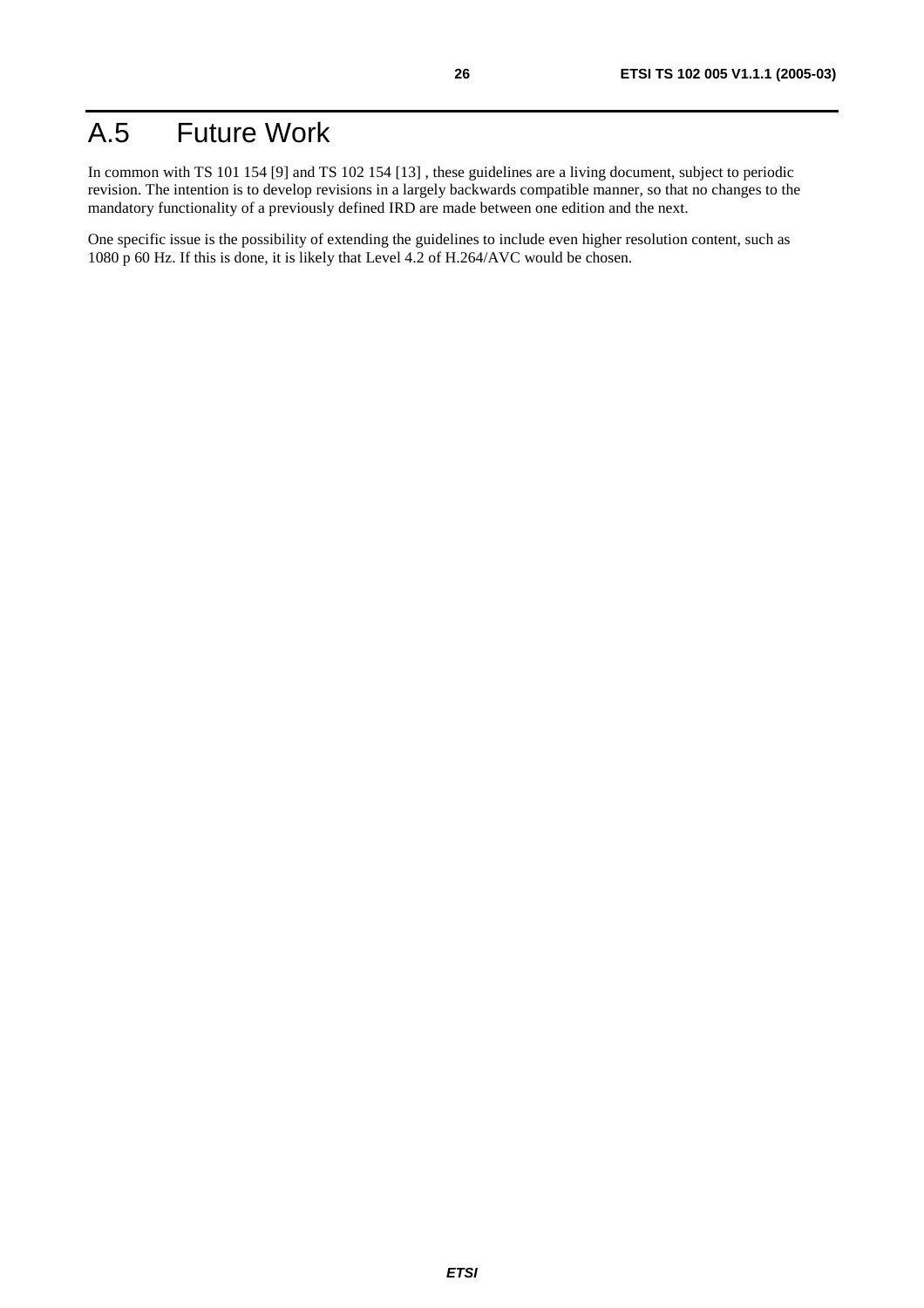# A.5 Future Work

In common with TS 101 154 [9] and TS 102 154 [13] , these guidelines are a living document, subject to periodic revision. The intention is to develop revisions in a largely backwards compatible manner, so that no changes to the mandatory functionality of a previously defined IRD are made between one edition and the next.

One specific issue is the possibility of extending the guidelines to include even higher resolution content, such as 1080 p 60 Hz. If this is done, it is likely that Level 4.2 of H.264/AVC would be chosen.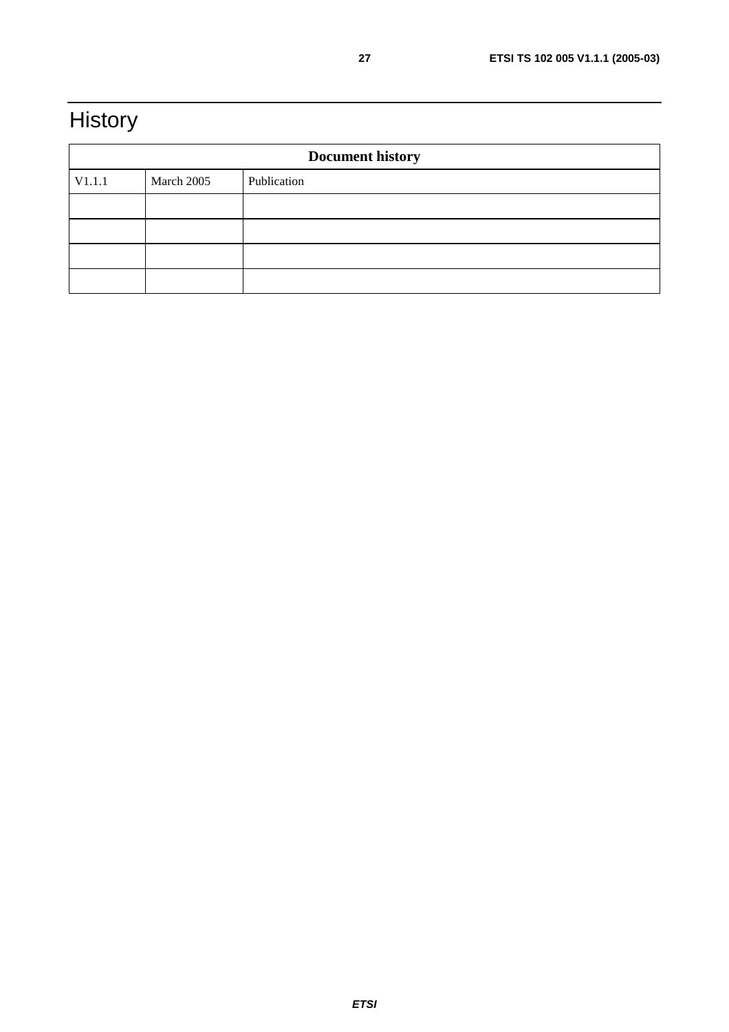# History

| Document history | | |
|---|---|---|
| V1.1.1 | March 2005 | Publication |
| | | |
| | | |
| | | |
| | | |